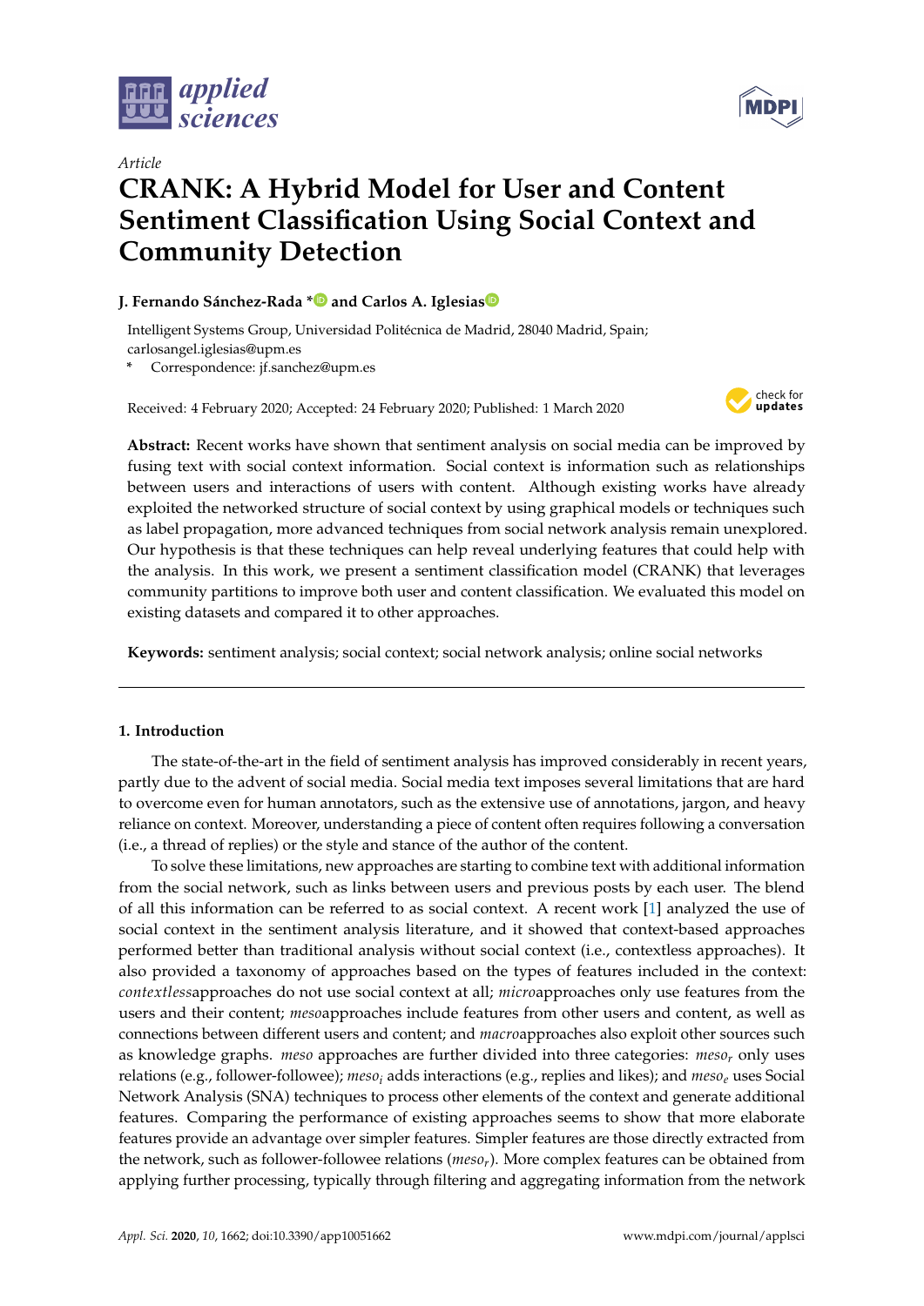Article

# CRANK: A Hybrid Model for User and Content Sentiment Classification Using Social Context and Community Detection

**J. Fernando Sánchez-Rada \* and Carlos A. Iglesias**

Intelligent Systems Group, Universidad Politécnica de Madrid, 28040 Madrid, Spain; carlosangel.iglesias@upm.es

\* Correspondence: jf.sanchez@upm.es

Received: 4 February 2020; Accepted: 24 February 2020; Published: 1 March 2020

**Abstract:** Recent works have shown that sentiment analysis on social media can be improved by fusing text with social context information. Social context is information such as relationships between users and interactions of users with content. Although existing works have already exploited the networked structure of social context by using graphical models or techniques such as label propagation, more advanced techniques from social network analysis remain unexplored. Our hypothesis is that these techniques can help reveal underlying features that could help with the analysis. In this work, we present a sentiment classification model (CRANK) that leverages community partitions to improve both user and content classification. We evaluated this model on existing datasets and compared it to other approaches.

**Keywords:** sentiment analysis; social context; social network analysis; online social networks

## 1. Introduction

The state-of-the-art in the field of sentiment analysis has improved considerably in recent years, partly due to the advent of social media. Social media text imposes several limitations that are hard to overcome even for human annotators, such as the extensive use of annotations, jargon, and heavy reliance on context. Moreover, understanding a piece of content often requires following a conversation (i.e., a thread of replies) or the style and stance of the author of the content.

To solve these limitations, new approaches are starting to combine text with additional information from the social network, such as links between users and previous posts by each user. The blend of all this information can be referred to as social context. A recent work [1] analyzed the use of social context in the sentiment analysis literature, and it showed that context-based approaches performed better than traditional analysis without social context (i.e., contextless approaches). It also provided a taxonomy of approaches based on the types of features included in the context: *contextless*approaches do not use social context at all; *micro*approaches only use features from the users and their content; *meso*approaches include features from other users and content, as well as connections between different users and content; and *macro*approaches also exploit other sources such as knowledge graphs. *meso* approaches are further divided into three categories: $meso_r$ only uses relations (e.g., follower-followee); $meso_i$ adds interactions (e.g., replies and likes); and $meso_e$ uses Social Network Analysis (SNA) techniques to process other elements of the context and generate additional features. Comparing the performance of existing approaches seems to show that more elaborate features provide an advantage over simpler features. Simpler features are those directly extracted from the network, such as follower-followee relations ($meso_r$). More complex features can be obtained from applying further processing, typically through filtering and aggregating information from the network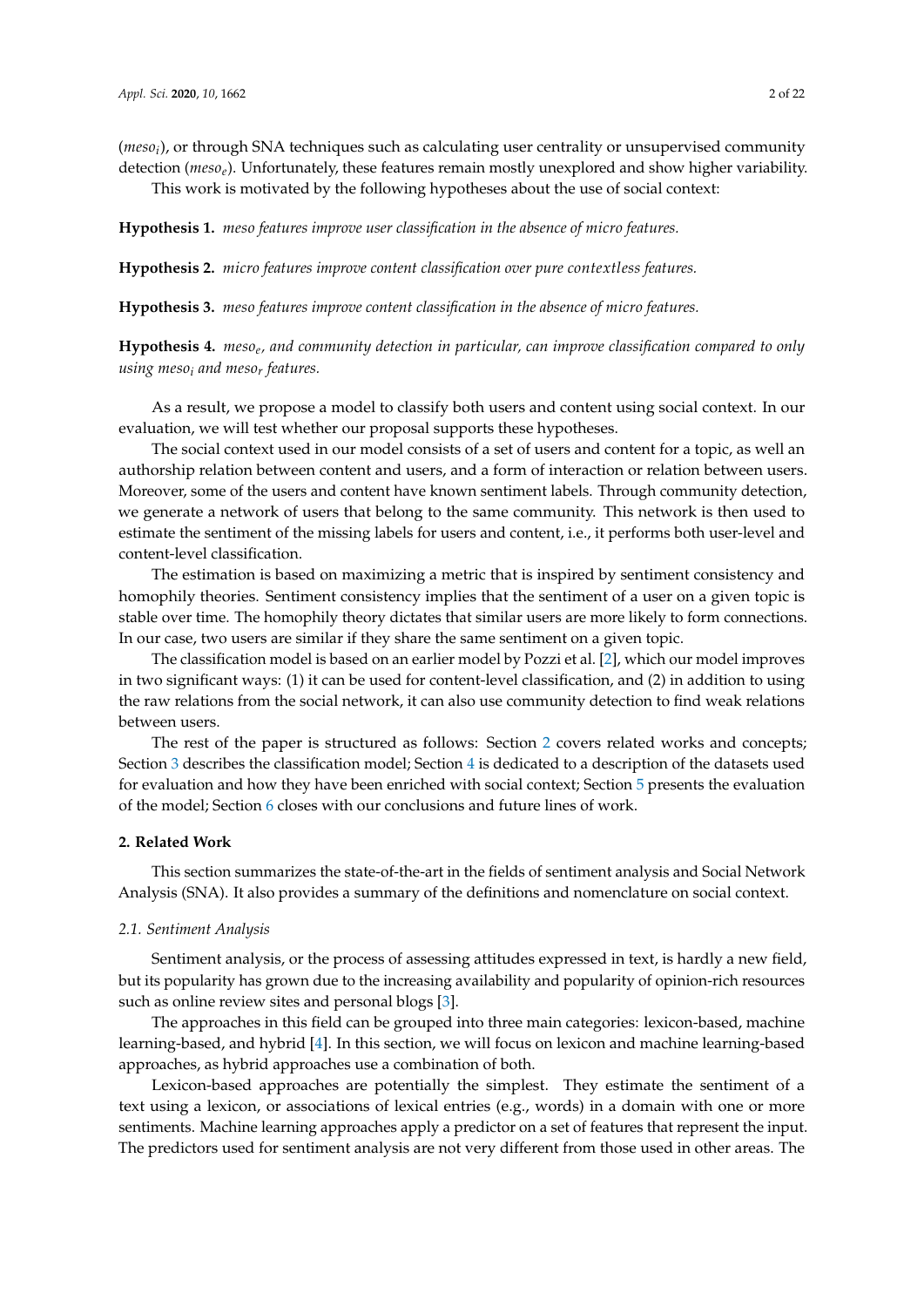($meso_i$), or through SNA techniques such as calculating user centrality or unsupervised community detection ($meso_e$). Unfortunately, these features remain mostly unexplored and show higher variability.

This work is motivated by the following hypotheses about the use of social context:

**Hypothesis 1.** *meso features improve user classification in the absence of micro features.*

**Hypothesis 2.** *micro features improve content classification over pure contextless features.*

**Hypothesis 3.** *meso features improve content classification in the absence of micro features.*

**Hypothesis 4.** *$meso_e$, and community detection in particular, can improve classification compared to only using $meso_i$ and $meso_r$ features.*

As a result, we propose a model to classify both users and content using social context. In our evaluation, we will test whether our proposal supports these hypotheses.

The social context used in our model consists of a set of users and content for a topic, as well an authorship relation between content and users, and a form of interaction or relation between users. Moreover, some of the users and content have known sentiment labels. Through community detection, we generate a network of users that belong to the same community. This network is then used to estimate the sentiment of the missing labels for users and content, i.e., it performs both user-level and content-level classification.

The estimation is based on maximizing a metric that is inspired by sentiment consistency and homophily theories. Sentiment consistency implies that the sentiment of a user on a given topic is stable over time. The homophily theory dictates that similar users are more likely to form connections. In our case, two users are similar if they share the same sentiment on a given topic.

The classification model is based on an earlier model by Pozzi et al. [2], which our model improves in two significant ways: (1) it can be used for content-level classification, and (2) in addition to using the raw relations from the social network, it can also use community detection to find weak relations between users.

The rest of the paper is structured as follows: Section 2 covers related works and concepts; Section 3 describes the classification model; Section 4 is dedicated to a description of the datasets used for evaluation and how they have been enriched with social context; Section 5 presents the evaluation of the model; Section 6 closes with our conclusions and future lines of work.

## 2. Related Work

This section summarizes the state-of-the-art in the fields of sentiment analysis and Social Network Analysis (SNA). It also provides a summary of the definitions and nomenclature on social context.

### 2.1. Sentiment Analysis

Sentiment analysis, or the process of assessing attitudes expressed in text, is hardly a new field, but its popularity has grown due to the increasing availability and popularity of opinion-rich resources such as online review sites and personal blogs [3].

The approaches in this field can be grouped into three main categories: lexicon-based, machine learning-based, and hybrid [4]. In this section, we will focus on lexicon and machine learning-based approaches, as hybrid approaches use a combination of both.

Lexicon-based approaches are potentially the simplest. They estimate the sentiment of a text using a lexicon, or associations of lexical entries (e.g., words) in a domain with one or more sentiments. Machine learning approaches apply a predictor on a set of features that represent the input. The predictors used for sentiment analysis are not very different from those used in other areas. The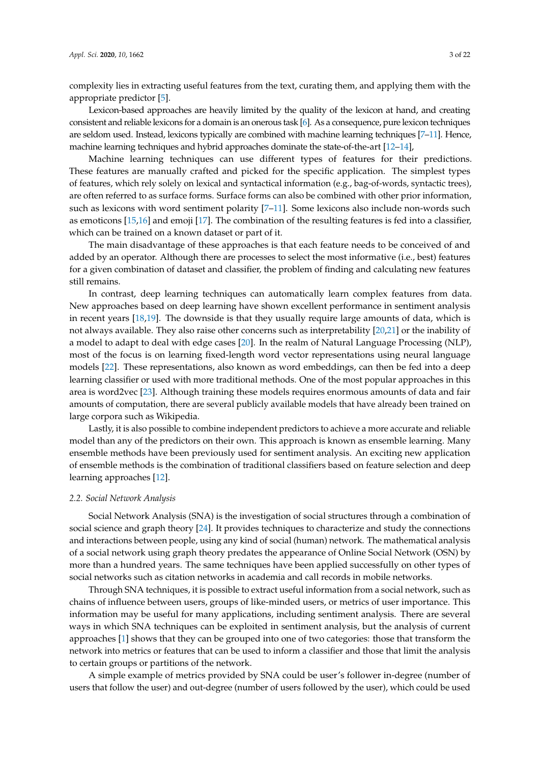complexity lies in extracting useful features from the text, curating them, and applying them with the appropriate predictor [5].

Lexicon-based approaches are heavily limited by the quality of the lexicon at hand, and creating consistent and reliable lexicons for a domain is an onerous task [6]. As a consequence, pure lexicon techniques are seldom used. Instead, lexicons typically are combined with machine learning techniques [7–11]. Hence, machine learning techniques and hybrid approaches dominate the state-of-the-art [12–14],

Machine learning techniques can use different types of features for their predictions. These features are manually crafted and picked for the specific application. The simplest types of features, which rely solely on lexical and syntactical information (e.g., bag-of-words, syntactic trees), are often referred to as surface forms. Surface forms can also be combined with other prior information, such as lexicons with word sentiment polarity [7–11]. Some lexicons also include non-words such as emoticons [15,16] and emoji [17]. The combination of the resulting features is fed into a classifier, which can be trained on a known dataset or part of it.

The main disadvantage of these approaches is that each feature needs to be conceived of and added by an operator. Although there are processes to select the most informative (i.e., best) features for a given combination of dataset and classifier, the problem of finding and calculating new features still remains.

In contrast, deep learning techniques can automatically learn complex features from data. New approaches based on deep learning have shown excellent performance in sentiment analysis in recent years [18,19]. The downside is that they usually require large amounts of data, which is not always available. They also raise other concerns such as interpretability [20,21] or the inability of a model to adapt to deal with edge cases [20]. In the realm of Natural Language Processing (NLP), most of the focus is on learning fixed-length word vector representations using neural language models [22]. These representations, also known as word embeddings, can then be fed into a deep learning classifier or used with more traditional methods. One of the most popular approaches in this area is word2vec [23]. Although training these models requires enormous amounts of data and fair amounts of computation, there are several publicly available models that have already been trained on large corpora such as Wikipedia.

Lastly, it is also possible to combine independent predictors to achieve a more accurate and reliable model than any of the predictors on their own. This approach is known as ensemble learning. Many ensemble methods have been previously used for sentiment analysis. An exciting new application of ensemble methods is the combination of traditional classifiers based on feature selection and deep learning approaches [12].

### *2.2. Social Network Analysis*

Social Network Analysis (SNA) is the investigation of social structures through a combination of social science and graph theory [24]. It provides techniques to characterize and study the connections and interactions between people, using any kind of social (human) network. The mathematical analysis of a social network using graph theory predates the appearance of Online Social Network (OSN) by more than a hundred years. The same techniques have been applied successfully on other types of social networks such as citation networks in academia and call records in mobile networks.

Through SNA techniques, it is possible to extract useful information from a social network, such as chains of influence between users, groups of like-minded users, or metrics of user importance. This information may be useful for many applications, including sentiment analysis. There are several ways in which SNA techniques can be exploited in sentiment analysis, but the analysis of current approaches [1] shows that they can be grouped into one of two categories: those that transform the network into metrics or features that can be used to inform a classifier and those that limit the analysis to certain groups or partitions of the network.

A simple example of metrics provided by SNA could be user's follower in-degree (number of users that follow the user) and out-degree (number of users followed by the user), which could be used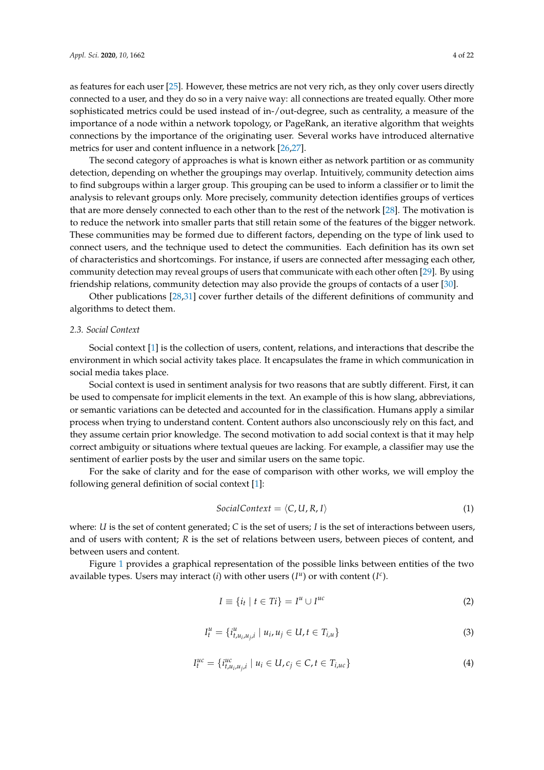as features for each user [25]. However, these metrics are not very rich, as they only cover users directly connected to a user, and they do so in a very naive way: all connections are treated equally. Other more sophisticated metrics could be used instead of in-/out-degree, such as centrality, a measure of the importance of a node within a network topology, or PageRank, an iterative algorithm that weights connections by the importance of the originating user. Several works have introduced alternative metrics for user and content influence in a network [26,27].

The second category of approaches is what is known either as network partition or as community detection, depending on whether the groupings may overlap. Intuitively, community detection aims to find subgroups within a larger group. This grouping can be used to inform a classifier or to limit the analysis to relevant groups only. More precisely, community detection identifies groups of vertices that are more densely connected to each other than to the rest of the network [28]. The motivation is to reduce the network into smaller parts that still retain some of the features of the bigger network. These communities may be formed due to different factors, depending on the type of link used to connect users, and the technique used to detect the communities. Each definition has its own set of characteristics and shortcomings. For instance, if users are connected after messaging each other, community detection may reveal groups of users that communicate with each other often [29]. By using friendship relations, community detection may also provide the groups of contacts of a user [30].

Other publications [28,31] cover further details of the different definitions of community and algorithms to detect them.

### 2.3. Social Context

Social context [1] is the collection of users, content, relations, and interactions that describe the environment in which social activity takes place. It encapsulates the frame in which communication in social media takes place.

Social context is used in sentiment analysis for two reasons that are subtly different. First, it can be used to compensate for implicit elements in the text. An example of this is how slang, abbreviations, or semantic variations can be detected and accounted for in the classification. Humans apply a similar process when trying to understand content. Content authors also unconsciously rely on this fact, and they assume certain prior knowledge. The second motivation to add social context is that it may help correct ambiguity or situations where textual queues are lacking. For example, a classifier may use the sentiment of earlier posts by the user and similar users on the same topic.

For the sake of clarity and for the ease of comparison with other works, we will employ the following general definition of social context [1]:

$$SocialContext = \langle C, U, R, I \rangle \tag{1}$$

where: $U$ is the set of content generated; $C$ is the set of users; $I$ is the set of interactions between users, and of users with content; $R$ is the set of relations between users, between pieces of content, and between users and content.

Figure 1 provides a graphical representation of the possible links between entities of the two available types. Users may interact ($i$) with other users ($I^u$) or with content ($I^c$).

$$I \equiv \{i_t \mid t \in Ti\} = I^u \cup I^{uc} \tag{2}$$

$$I^u_t = \{i^u_{t,u_i,u_j,i} \mid u_i, u_j \in U, t \in T_{i,u}\} \tag{3}$$

$$I^{uc}_t = \{i^{uc}_{t,u_i,u_j,i} \mid u_i \in U, c_j \in C, t \in T_{i,uc}\} \tag{4}$$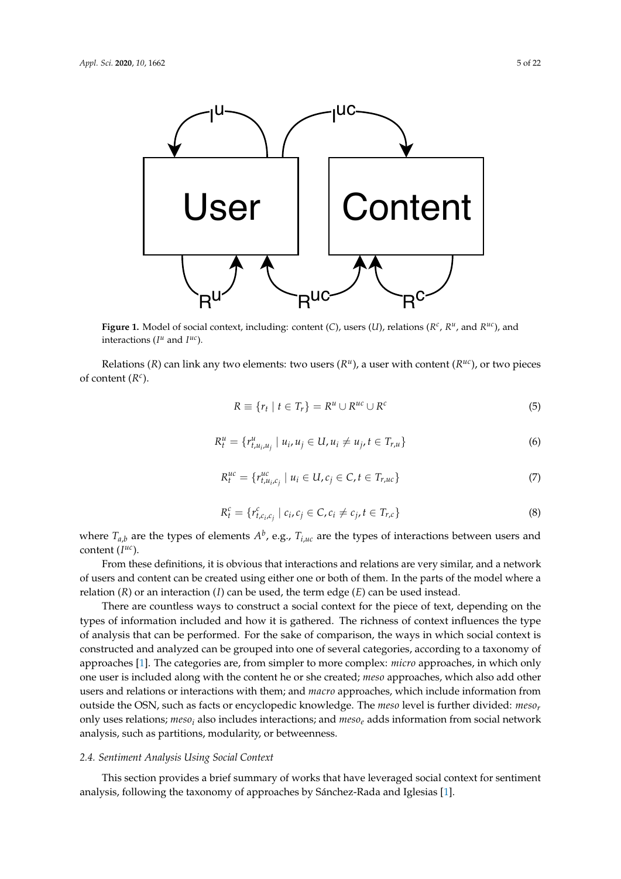**Figure 1.** Model of social context, including: content ($C$), users ($U$), relations ($R^c$, $R^u$, and $R^{uc}$), and interactions ($I^u$ and $I^{uc}$).

Relations ($R$) can link any two elements: two users ($R^u$), a user with content ($R^{uc}$), or two pieces of content ($R^c$).

$$R \equiv \{r_t \mid t \in T_r\} = R^u \cup R^{uc} \cup R^c \tag{5}$$

$$R^u_t = \{r^u_{t,u_i,u_j} \mid u_i, u_j \in U, u_i \neq u_j, t \in T_{r,u}\} \tag{6}$$

$$R^{uc}_t = \{r^{uc}_{t,u_i,c_j} \mid u_i \in U, c_j \in C, t \in T_{r,uc}\} \tag{7}$$

$$R^c_t = \{r^c_{t,c_i,c_j} \mid c_i, c_j \in C, c_i \neq c_j, t \in T_{r,c}\} \tag{8}$$

where $T_{a,b}$ are the types of elements $A^b$, e.g., $T_{i,uc}$ are the types of interactions between users and content ($I^{uc}$).

From these definitions, it is obvious that interactions and relations are very similar, and a network of users and content can be created using either one or both of them. In the parts of the model where a relation ($R$) or an interaction ($I$) can be used, the term edge ($E$) can be used instead.

There are countless ways to construct a social context for the piece of text, depending on the types of information included and how it is gathered. The richness of context influences the type of analysis that can be performed. For the sake of comparison, the ways in which social context is constructed and analyzed can be grouped into one of several categories, according to a taxonomy of approaches [1]. The categories are, from simpler to more complex: *micro* approaches, in which only one user is included along with the content he or she created; *meso* approaches, which also add other users and relations or interactions with them; and *macro* approaches, which include information from outside the OSN, such as facts or encyclopedic knowledge. The *meso* level is further divided: $meso_r$ only uses relations; $meso_i$ also includes interactions; and $meso_e$ adds information from social network analysis, such as partitions, modularity, or betweenness.

### 2.4. Sentiment Analysis Using Social Context

This section provides a brief summary of works that have leveraged social context for sentiment analysis, following the taxonomy of approaches by Sánchez-Rada and Iglesias [1].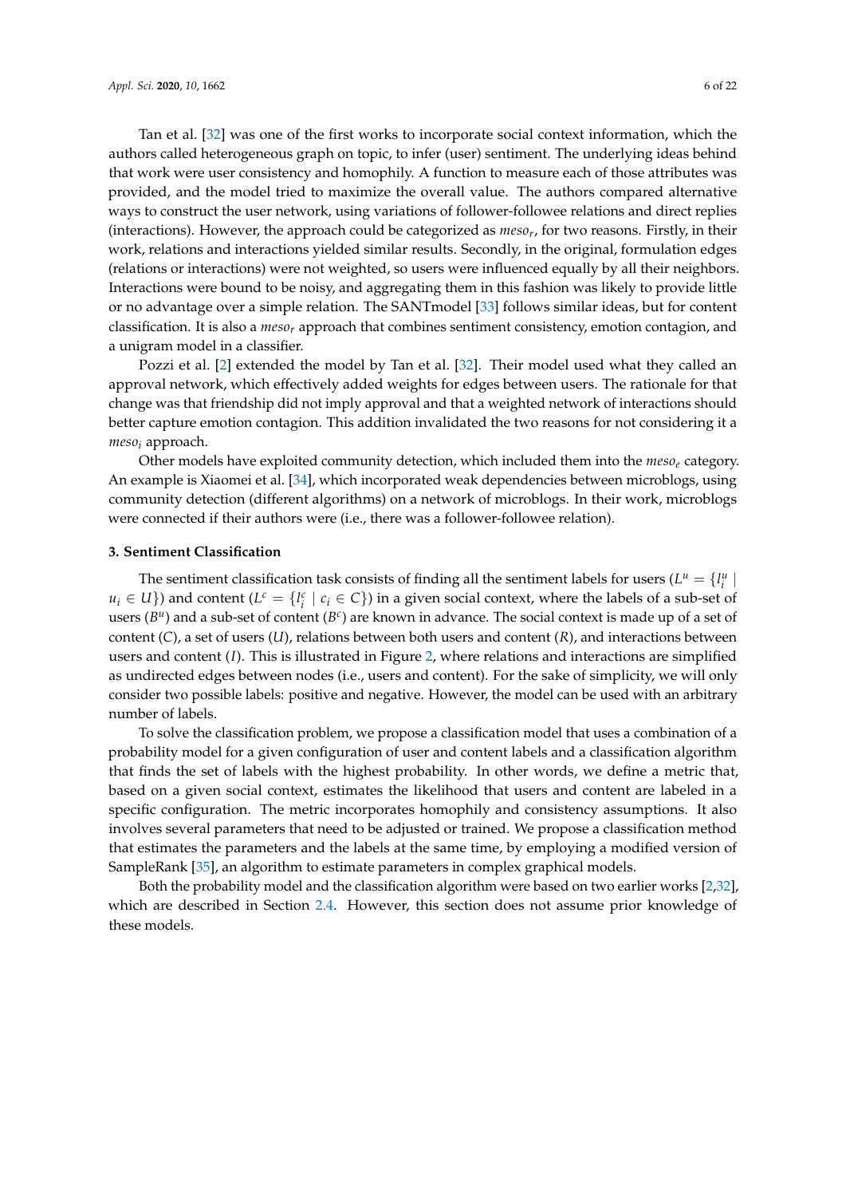Tan et al. [32] was one of the first works to incorporate social context information, which the authors called heterogeneous graph on topic, to infer (user) sentiment. The underlying ideas behind that work were user consistency and homophily. A function to measure each of those attributes was provided, and the model tried to maximize the overall value. The authors compared alternative ways to construct the user network, using variations of follower-followee relations and direct replies (interactions). However, the approach could be categorized as $meso_r$, for two reasons. Firstly, in their work, relations and interactions yielded similar results. Secondly, in the original, formulation edges (relations or interactions) were not weighted, so users were influenced equally by all their neighbors. Interactions were bound to be noisy, and aggregating them in this fashion was likely to provide little or no advantage over a simple relation. The SANTmodel [33] follows similar ideas, but for content classification. It is also a $meso_r$ approach that combines sentiment consistency, emotion contagion, and a unigram model in a classifier.

Pozzi et al. [2] extended the model by Tan et al. [32]. Their model used what they called an approval network, which effectively added weights for edges between users. The rationale for that change was that friendship did not imply approval and that a weighted network of interactions should better capture emotion contagion. This addition invalidated the two reasons for not considering it a $meso_i$ approach.

Other models have exploited community detection, which included them into the $meso_e$ category. An example is Xiaomei et al. [34], which incorporated weak dependencies between microblogs, using community detection (different algorithms) on a network of microblogs. In their work, microblogs were connected if their authors were (i.e., there was a follower-followee relation).

### 3. Sentiment Classification

The sentiment classification task consists of finding all the sentiment labels for users ($L^u = \{l_i^u \mid u_i \in U\}$) and content ($L^c = \{l_i^c \mid c_i \in C\}$) in a given social context, where the labels of a sub-set of users ($B^u$) and a sub-set of content ($B^c$) are known in advance. The social context is made up of a set of content ($C$), a set of users ($U$), relations between both users and content ($R$), and interactions between users and content ($I$). This is illustrated in Figure 2, where relations and interactions are simplified as undirected edges between nodes (i.e., users and content). For the sake of simplicity, we will only consider two possible labels: positive and negative. However, the model can be used with an arbitrary number of labels.

To solve the classification problem, we propose a classification model that uses a combination of a probability model for a given configuration of user and content labels and a classification algorithm that finds the set of labels with the highest probability. In other words, we define a metric that, based on a given social context, estimates the likelihood that users and content are labeled in a specific configuration. The metric incorporates homophily and consistency assumptions. It also involves several parameters that need to be adjusted or trained. We propose a classification method that estimates the parameters and the labels at the same time, by employing a modified version of SampleRank [35], an algorithm to estimate parameters in complex graphical models.

Both the probability model and the classification algorithm were based on two earlier works [2,32], which are described in Section 2.4. However, this section does not assume prior knowledge of these models.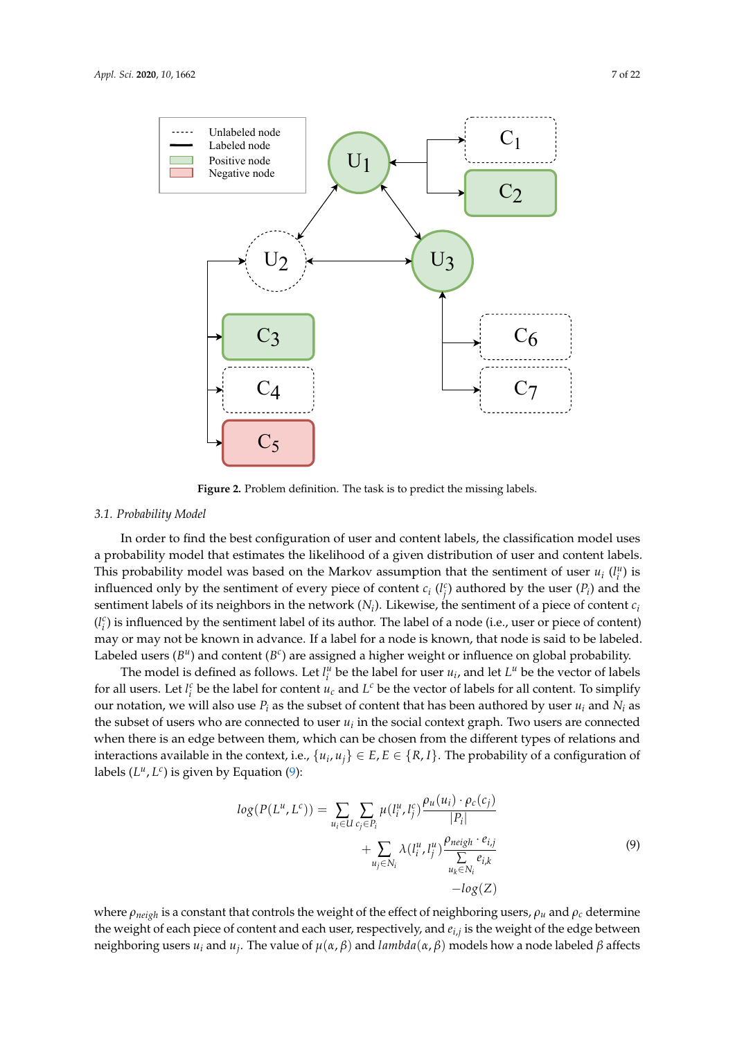Figure 2. Problem definition. The task is to predict the missing labels.

### 3.1. Probability Model

In order to find the best configuration of user and content labels, the classification model uses a probability model that estimates the likelihood of a given distribution of user and content labels. This probability model was based on the Markov assumption that the sentiment of user $u_i$ ($l_i^u$) is influenced only by the sentiment of every piece of content $c_i$ ($l_j^c$) authored by the user ($P_i$) and the sentiment labels of its neighbors in the network ($N_i$). Likewise, the sentiment of a piece of content $c_i$ ($l_i^c$) is influenced by the sentiment label of its author. The label of a node (i.e., user or piece of content) may or may not be known in advance. If a label for a node is known, that node is said to be labeled. Labeled users ($B^u$) and content ($B^c$) are assigned a higher weight or influence on global probability.

The model is defined as follows. Let $l_i^u$ be the label for user $u_i$, and let $L^u$ be the vector of labels for all users. Let $l_i^c$ be the label for content $u_c$ and $L^c$ be the vector of labels for all content. To simplify our notation, we will also use $P_i$ as the subset of content that has been authored by user $u_i$ and $N_i$ as the subset of users who are connected to user $u_i$ in the social context graph. Two users are connected when there is an edge between them, which can be chosen from the different types of relations and interactions available in the context, i.e., $\{u_i, u_j\} \in E, E \in \{R, I\}$. The probability of a configuration of labels ($L^u, L^c$) is given by Equation (9):

$$
\begin{aligned}
log(P(L^u, L^c)) = & \sum_{u_i \in U} \sum_{c_j \in P_i} \mu(l_i^u, l_j^c) \frac{\rho_u(u_i) \cdot \rho_c(c_j)}{|P_i|} \\
& + \sum_{u_j \in N_i} \lambda(l_i^u, l_j^u) \frac{\rho_{neigh} \cdot e_{i,j}}{\sum\limits_{u_k \in N_i} e_{i,k}} \\
& - log(Z)
\end{aligned}
\tag{9}
$$

where $\rho_{neigh}$ is a constant that controls the weight of the effect of neighboring users, $\rho_u$ and $\rho_c$ determine the weight of each piece of content and each user, respectively, and $e_{i,j}$ is the weight of the edge between neighboring users $u_i$ and $u_j$. The value of $\mu(\alpha, \beta)$ and $lambda(\alpha, \beta)$ models how a node labeled $\beta$ affects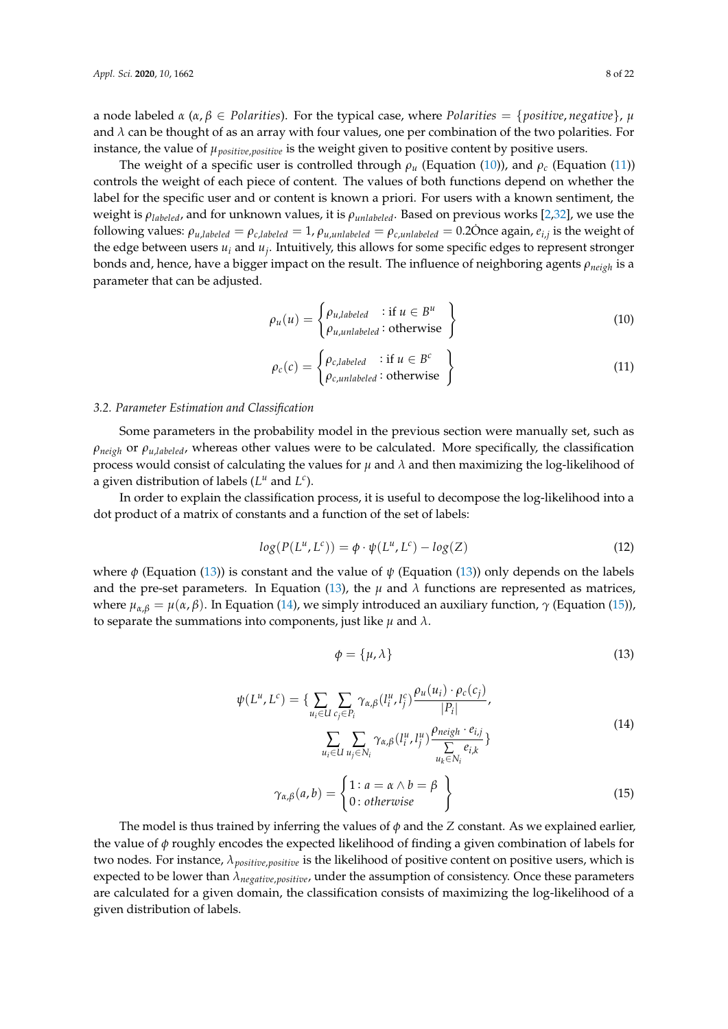a node labeled $\alpha$ ($\alpha, \beta \in Polarities$). For the typical case, where $Polarities = \{positive, negative\}$, $\mu$ and $\lambda$ can be thought of as an array with four values, one per combination of the two polarities. For instance, the value of $\mu_{positive,positive}$ is the weight given to positive content by positive users.

The weight of a specific user is controlled through $\rho_u$ (Equation (10)), and $\rho_c$ (Equation (11)) controls the weight of each piece of content. The values of both functions depend on whether the label for the specific user and or content is known a priori. For users with a known sentiment, the weight is $\rho_{labeled}$, and for unknown values, it is $\rho_{unlabeled}$. Based on previous works [2,32], we use the following values: $\rho_{u,labeled} = \rho_{c,labeled} = 1$, $\rho_{u,unlabeled} = \rho_{c,unlabeled} = 0.2$Once again, $e_{i,j}$ is the weight of the edge between users $u_i$ and $u_j$. Intuitively, this allows for some specific edges to represent stronger bonds and, hence, have a bigger impact on the result. The influence of neighboring agents $\rho_{neigh}$ is a parameter that can be adjusted.

$$\rho_u(u) = \begin{Bmatrix} \rho_{u,labeled} & : \text{if } u \in B^u \\ \rho_{u,unlabeled} & : \text{otherwise} \end{Bmatrix} \tag{10}$$

$$\rho_c(c) = \begin{Bmatrix} \rho_{c,labeled} & : \text{if } u \in B^c \\ \rho_{c,unlabeled} & : \text{otherwise} \end{Bmatrix} \tag{11}$$

### 3.2. Parameter Estimation and Classification

Some parameters in the probability model in the previous section were manually set, such as $\rho_{neigh}$ or $\rho_{u,labeled}$, whereas other values were to be calculated. More specifically, the classification process would consist of calculating the values for $\mu$ and $\lambda$ and then maximizing the log-likelihood of a given distribution of labels ($L^u$ and $L^c$).

In order to explain the classification process, it is useful to decompose the log-likelihood into a dot product of a matrix of constants and a function of the set of labels:

$$log(P(L^u, L^c)) = \phi \cdot \psi(L^u, L^c) - log(Z) \tag{12}$$

where $\phi$ (Equation (13)) is constant and the value of $\psi$ (Equation (13)) only depends on the labels and the pre-set parameters. In Equation (13), the $\mu$ and $\lambda$ functions are represented as matrices, where $\mu_{\alpha,\beta} = \mu(\alpha, \beta)$. In Equation (14), we simply introduced an auxiliary function, $\gamma$ (Equation (15)), to separate the summations into components, just like $\mu$ and $\lambda$.

$$\phi = \{\mu, \lambda\} \tag{13}$$

$$\psi(L^u, L^c) = \{ \sum_{u_i \in U} \sum_{c_j \in P_i} \gamma_{\alpha,\beta}(l_i^u, l_j^c) \frac{\rho_u(u_i) \cdot \rho_c(c_j)}{|P_i|}, \sum_{u_i \in U} \sum_{u_j \in N_i} \gamma_{\alpha,\beta}(l_i^u, l_j^u) \frac{\rho_{neigh} \cdot e_{i,j}}{\sum\limits_{u_k \in N_i} e_{i,k}} \} \tag{14}$$

$$\gamma_{\alpha,\beta}(a, b) = \begin{Bmatrix} 1 : a = \alpha \wedge b = \beta \\ 0 : otherwise \end{Bmatrix} \tag{15}$$

The model is thus trained by inferring the values of $\phi$ and the $Z$ constant. As we explained earlier, the value of $\phi$ roughly encodes the expected likelihood of finding a given combination of labels for two nodes. For instance, $\lambda_{positive,positive}$ is the likelihood of positive content on positive users, which is expected to be lower than $\lambda_{negative,positive}$, under the assumption of consistency. Once these parameters are calculated for a given domain, the classification consists of maximizing the log-likelihood of a given distribution of labels.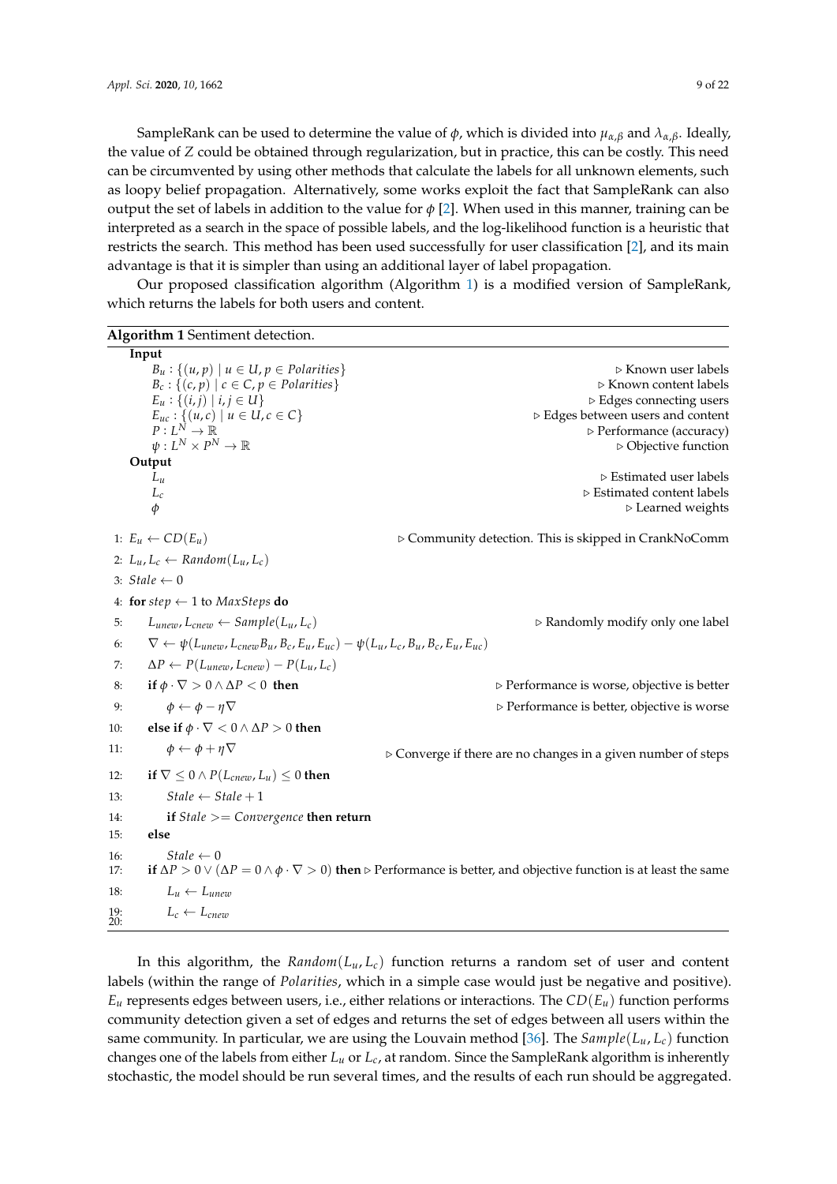SampleRank can be used to determine the value of $\phi$, which is divided into $\mu_{\alpha,\beta}$ and $\lambda_{\alpha,\beta}$. Ideally, the value of $Z$ could be obtained through regularization, but in practice, this can be costly. This need can be circumvented by using other methods that calculate the labels for all unknown elements, such as loopy belief propagation. Alternatively, some works exploit the fact that SampleRank can also output the set of labels in addition to the value for $\phi$ [2]. When used in this manner, training can be interpreted as a search in the space of possible labels, and the log-likelihood function is a heuristic that restricts the search. This method has been used successfully for user classification [2], and its main advantage is that it is simpler than using an additional layer of label propagation.

Our proposed classification algorithm (Algorithm 1) is a modified version of SampleRank, which returns the labels for both users and content.

**Algorithm 1** Sentiment detection.

**Input**

- $B_u : \{(u, p) \mid u \in U, p \in Polarities\}$ ▷ Known user labels
- $B_c : \{(c, p) \mid c \in C, p \in Polarities\}$ ▷ Known content labels
- $E_u : \{(i, j) \mid i, j \in U\}$ ▷ Edges connecting users
- $E_{uc} : \{(u, c) \mid u \in U, c \in C\}$ ▷ Edges between users and content
- $P : L^N \to \mathbb{R}$ ▷ Performance (accuracy)
- $\psi : L^N \times P^N \to \mathbb{R}$ ▷ Objective function

**Output**

- $L_u$ ▷ Estimated user labels
- $L_c$ ▷ Estimated content labels
- $\phi$ ▷ Learned weights

```
1:  E_u ← CD(E_u)                                   ▷ Community detection. This is skipped in CrankNoComm
2:  L_u, L_c ← Random(L_u, L_c)
3:  Stale ← 0
4:  for step ← 1 to MaxSteps do
5:      L_unew, L_cnew ← Sample(L_u, L_c)                              ▷ Randomly modify only one label
6:      ∇ ← ψ(L_unew, L_cnew B_u, B_c, E_u, E_uc) − ψ(L_u, L_c, B_u, B_c, E_u, E_uc)
7:      ΔP ← P(L_unew, L_cnew) − P(L_u, L_c)
8:      if φ · ∇ > 0 ∧ ΔP < 0 then                        ▷ Performance is worse, objective is better
9:          φ ← φ − η∇                                    ▷ Performance is better, objective is worse
10:     else if φ · ∇ < 0 ∧ ΔP > 0 then
11:         φ ← φ + η∇                       ▷ Converge if there are no changes in a given number of steps
12:     if ∇ ≤ 0 ∧ P(L_cnew, L_u) ≤ 0 then
13:         Stale ← Stale + 1
14:         if Stale >= Convergence then return
15:     else
16:         Stale ← 0
17:     if ΔP > 0 ∨ (ΔP = 0 ∧ φ · ∇ > 0) then ▷ Performance is better, and objective function is at least the same
18:         L_u ← L_unew
19:         L_c ← L_cnew
20:
```

In this algorithm, the $Random(L_u, L_c)$ function returns a random set of user and content labels (within the range of $Polarities$, which in a simple case would just be negative and positive). $E_u$ represents edges between users, i.e., either relations or interactions. The $CD(E_u)$ function performs community detection given a set of edges and returns the set of edges between all users within the same community. In particular, we are using the Louvain method [36]. The $Sample(L_u, L_c)$ function changes one of the labels from either $L_u$ or $L_c$, at random. Since the SampleRank algorithm is inherently stochastic, the model should be run several times, and the results of each run should be aggregated.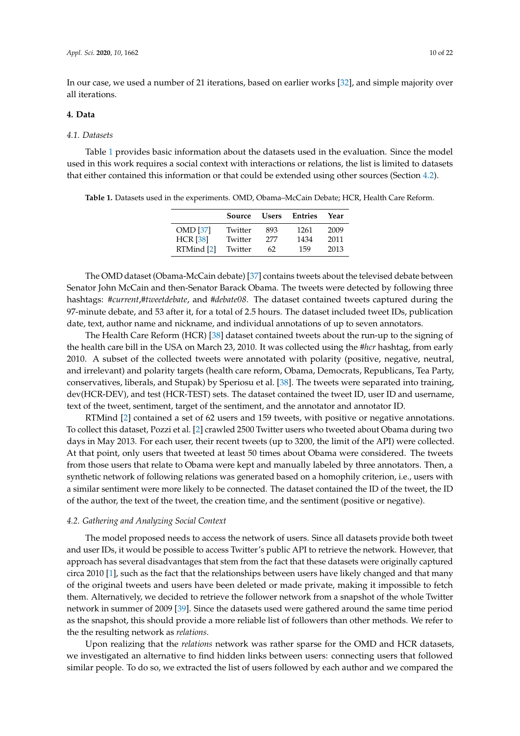In our case, we used a number of 21 iterations, based on earlier works [32], and simple majority over all iterations.

## 4. Data

### 4.1. Datasets

Table 1 provides basic information about the datasets used in the evaluation. Since the model used in this work requires a social context with interactions or relations, the list is limited to datasets that either contained this information or that could be extended using other sources (Section 4.2).

**Table 1.** Datasets used in the experiments. OMD, Obama–McCain Debate; HCR, Health Care Reform.

| | Source | Users | Entries | Year |
|---|---|---|---|---|
| OMD [37] | Twitter | 893 | 1261 | 2009 |
| HCR [38] | Twitter | 277 | 1434 | 2011 |
| RTMind [2] | Twitter | 62 | 159 | 2013 |

The OMD dataset (Obama-McCain debate) [37] contains tweets about the televised debate between Senator John McCain and then-Senator Barack Obama. The tweets were detected by following three hashtags: *#current*,*#tweetdebate*, and *#debate08*. The dataset contained tweets captured during the 97-minute debate, and 53 after it, for a total of 2.5 hours. The dataset included tweet IDs, publication date, text, author name and nickname, and individual annotations of up to seven annotators.

The Health Care Reform (HCR) [38] dataset contained tweets about the run-up to the signing of the health care bill in the USA on March 23, 2010. It was collected using the *#hcr* hashtag, from early 2010. A subset of the collected tweets were annotated with polarity (positive, negative, neutral, and irrelevant) and polarity targets (health care reform, Obama, Democrats, Republicans, Tea Party, conservatives, liberals, and Stupak) by Speriosu et al. [38]. The tweets were separated into training, dev(HCR-DEV), and test (HCR-TEST) sets. The dataset contained the tweet ID, user ID and username, text of the tweet, sentiment, target of the sentiment, and the annotator and annotator ID.

RTMind [2] contained a set of 62 users and 159 tweets, with positive or negative annotations. To collect this dataset, Pozzi et al. [2] crawled 2500 Twitter users who tweeted about Obama during two days in May 2013. For each user, their recent tweets (up to 3200, the limit of the API) were collected. At that point, only users that tweeted at least 50 times about Obama were considered. The tweets from those users that relate to Obama were kept and manually labeled by three annotators. Then, a synthetic network of following relations was generated based on a homophily criterion, i.e., users with a similar sentiment were more likely to be connected. The dataset contained the ID of the tweet, the ID of the author, the text of the tweet, the creation time, and the sentiment (positive or negative).

### 4.2. Gathering and Analyzing Social Context

The model proposed needs to access the network of users. Since all datasets provide both tweet and user IDs, it would be possible to access Twitter's public API to retrieve the network. However, that approach has several disadvantages that stem from the fact that these datasets were originally captured circa 2010 [1], such as the fact that the relationships between users have likely changed and that many of the original tweets and users have been deleted or made private, making it impossible to fetch them. Alternatively, we decided to retrieve the follower network from a snapshot of the whole Twitter network in summer of 2009 [39]. Since the datasets used were gathered around the same time period as the snapshot, this should provide a more reliable list of followers than other methods. We refer to the the resulting network as *relations*.

Upon realizing that the *relations* network was rather sparse for the OMD and HCR datasets, we investigated an alternative to find hidden links between users: connecting users that followed similar people. To do so, we extracted the list of users followed by each author and we compared the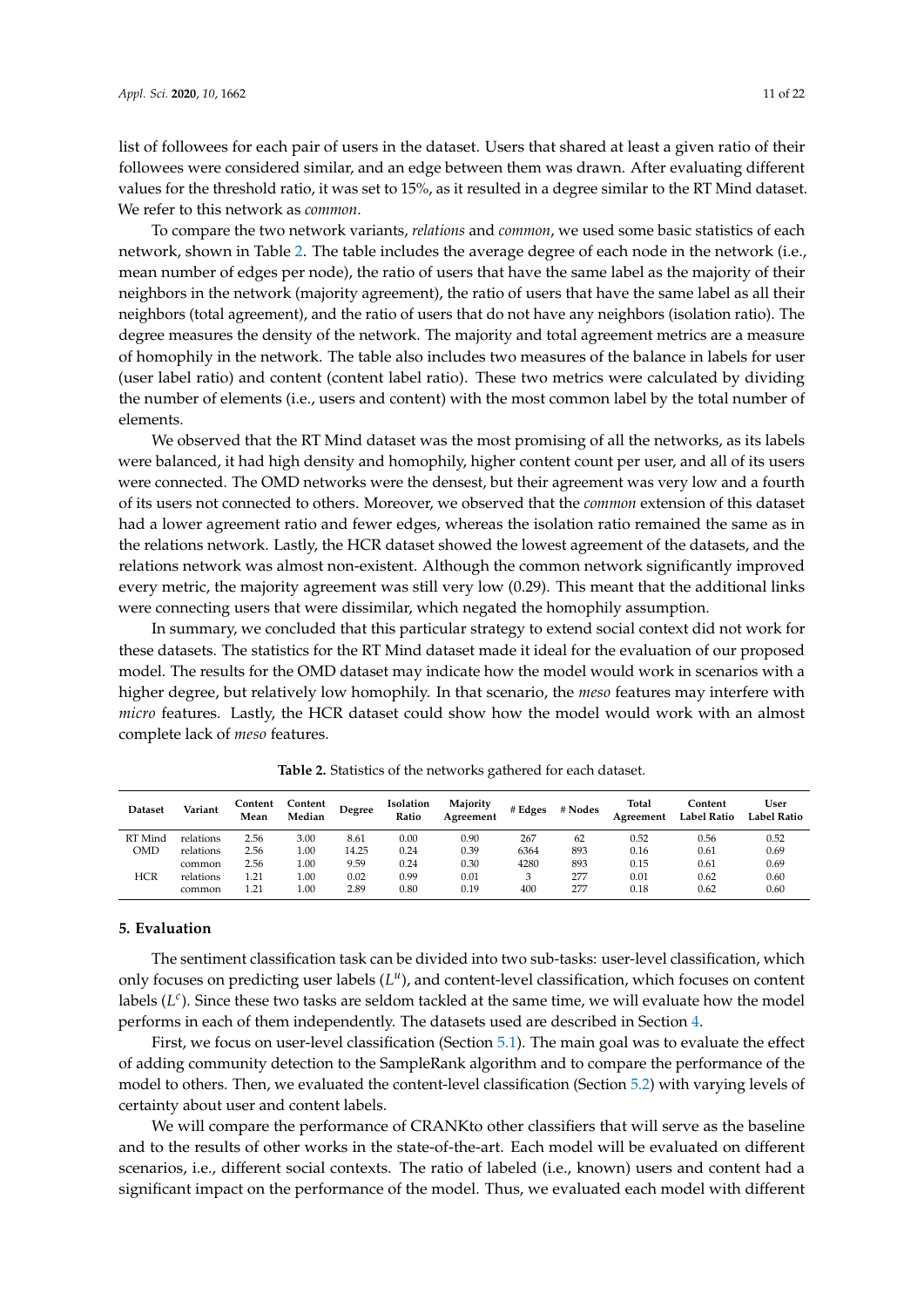list of followees for each pair of users in the dataset. Users that shared at least a given ratio of their followees were considered similar, and an edge between them was drawn. After evaluating different values for the threshold ratio, it was set to 15%, as it resulted in a degree similar to the RT Mind dataset. We refer to this network as *common*.

To compare the two network variants, *relations* and *common*, we used some basic statistics of each network, shown in Table 2. The table includes the average degree of each node in the network (i.e., mean number of edges per node), the ratio of users that have the same label as the majority of their neighbors in the network (majority agreement), the ratio of users that have the same label as all their neighbors (total agreement), and the ratio of users that do not have any neighbors (isolation ratio). The degree measures the density of the network. The majority and total agreement metrics are a measure of homophily in the network. The table also includes two measures of the balance in labels for user (user label ratio) and content (content label ratio). These two metrics were calculated by dividing the number of elements (i.e., users and content) with the most common label by the total number of elements.

We observed that the RT Mind dataset was the most promising of all the networks, as its labels were balanced, it had high density and homophily, higher content count per user, and all of its users were connected. The OMD networks were the densest, but their agreement was very low and a fourth of its users not connected to others. Moreover, we observed that the *common* extension of this dataset had a lower agreement ratio and fewer edges, whereas the isolation ratio remained the same as in the relations network. Lastly, the HCR dataset showed the lowest agreement of the datasets, and the relations network was almost non-existent. Although the common network significantly improved every metric, the majority agreement was still very low (0.29). This meant that the additional links were connecting users that were dissimilar, which negated the homophily assumption.

In summary, we concluded that this particular strategy to extend social context did not work for these datasets. The statistics for the RT Mind dataset made it ideal for the evaluation of our proposed model. The results for the OMD dataset may indicate how the model would work in scenarios with a higher degree, but relatively low homophily. In that scenario, the *meso* features may interfere with *micro* features. Lastly, the HCR dataset could show how the model would work with an almost complete lack of *meso* features.

**Table 2.** Statistics of the networks gathered for each dataset.

| Dataset | Variant | Content Mean | Content Median | Degree | Isolation Ratio | Majority Agreement | # Edges | # Nodes | Total Agreement | Content Label Ratio | User Label Ratio |
|---|---|---|---|---|---|---|---|---|---|---|---|
| RT Mind | relations | 2.56 | 3.00 | 8.61 | 0.00 | 0.90 | 267 | 62 | 0.52 | 0.56 | 0.52 |
| OMD | relations | 2.56 | 1.00 | 14.25 | 0.24 | 0.39 | 6364 | 893 | 0.16 | 0.61 | 0.69 |
| | common | 2.56 | 1.00 | 9.59 | 0.24 | 0.30 | 4280 | 893 | 0.15 | 0.61 | 0.69 |
| HCR | relations | 1.21 | 1.00 | 0.02 | 0.99 | 0.01 | 3 | 277 | 0.01 | 0.62 | 0.60 |
| | common | 1.21 | 1.00 | 2.89 | 0.80 | 0.19 | 400 | 277 | 0.18 | 0.62 | 0.60 |

## 5. Evaluation

The sentiment classification task can be divided into two sub-tasks: user-level classification, which only focuses on predicting user labels ($L^u$), and content-level classification, which focuses on content labels ($L^c$). Since these two tasks are seldom tackled at the same time, we will evaluate how the model performs in each of them independently. The datasets used are described in Section 4.

First, we focus on user-level classification (Section 5.1). The main goal was to evaluate the effect of adding community detection to the SampleRank algorithm and to compare the performance of the model to others. Then, we evaluated the content-level classification (Section 5.2) with varying levels of certainty about user and content labels.

We will compare the performance of CRANKto other classifiers that will serve as the baseline and to the results of other works in the state-of-the-art. Each model will be evaluated on different scenarios, i.e., different social contexts. The ratio of labeled (i.e., known) users and content had a significant impact on the performance of the model. Thus, we evaluated each model with different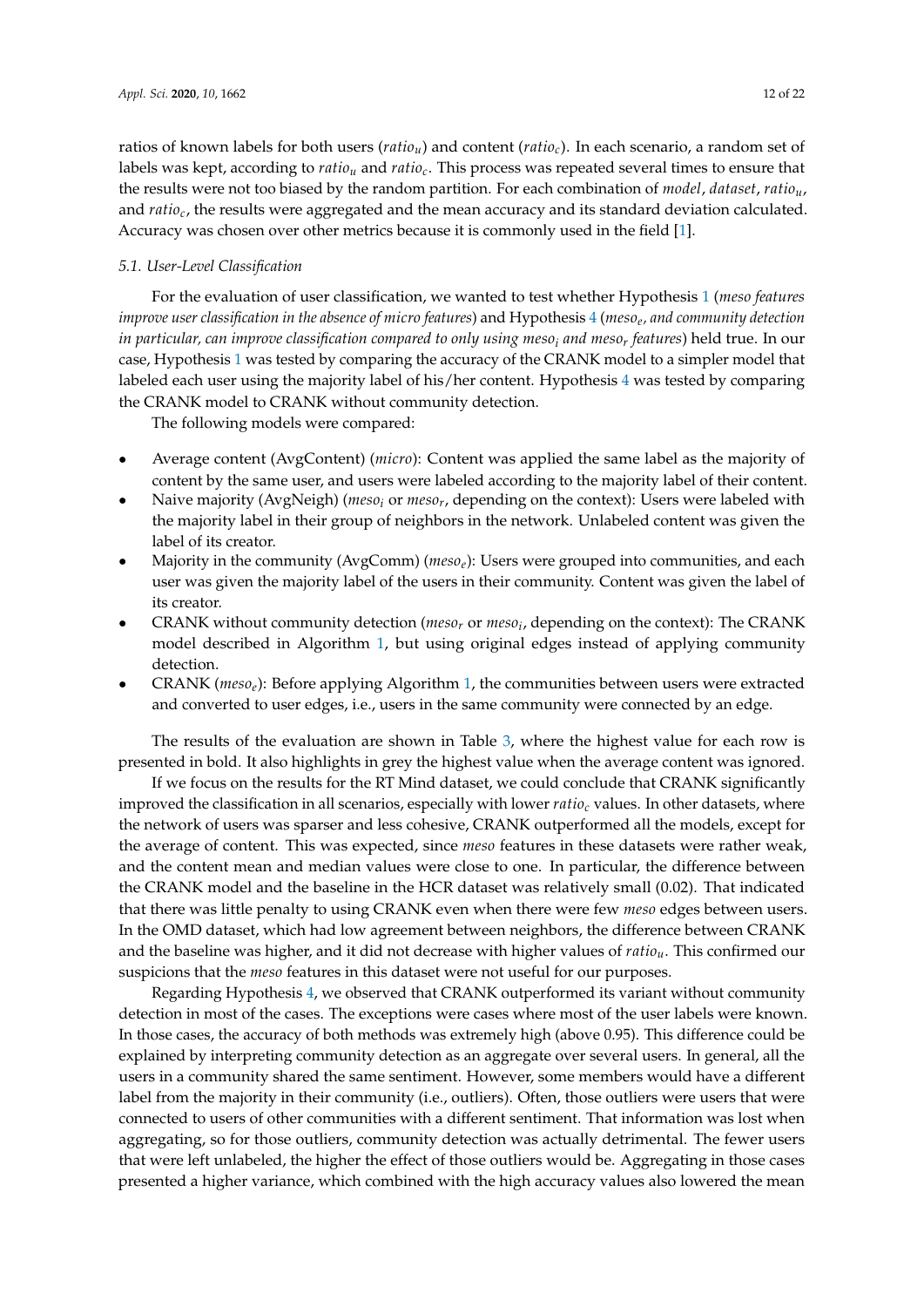ratios of known labels for both users ($ratio_u$) and content ($ratio_c$). In each scenario, a random set of labels was kept, according to $ratio_u$ and $ratio_c$. This process was repeated several times to ensure that the results were not too biased by the random partition. For each combination of *model*, *dataset*, $ratio_u$, and $ratio_c$, the results were aggregated and the mean accuracy and its standard deviation calculated. Accuracy was chosen over other metrics because it is commonly used in the field [1].

### 5.1. User-Level Classification

For the evaluation of user classification, we wanted to test whether Hypothesis 1 (*meso features improve user classification in the absence of micro features*) and Hypothesis 4 (*$meso_e$, and community detection in particular, can improve classification compared to only using $meso_i$ and $meso_r$ features*) held true. In our case, Hypothesis 1 was tested by comparing the accuracy of the CRANK model to a simpler model that labeled each user using the majority label of his/her content. Hypothesis 4 was tested by comparing the CRANK model to CRANK without community detection.

The following models were compared:

- Average content (AvgContent) (*micro*): Content was applied the same label as the majority of content by the same user, and users were labeled according to the majority label of their content.
- Naive majority (AvgNeigh) ($meso_i$ or $meso_r$, depending on the context): Users were labeled with the majority label in their group of neighbors in the network. Unlabeled content was given the label of its creator.
- Majority in the community (AvgComm) ($meso_e$): Users were grouped into communities, and each user was given the majority label of the users in their community. Content was given the label of its creator.
- CRANK without community detection ($meso_r$ or $meso_i$, depending on the context): The CRANK model described in Algorithm 1, but using original edges instead of applying community detection.
- CRANK ($meso_e$): Before applying Algorithm 1, the communities between users were extracted and converted to user edges, i.e., users in the same community were connected by an edge.

The results of the evaluation are shown in Table 3, where the highest value for each row is presented in bold. It also highlights in grey the highest value when the average content was ignored.

If we focus on the results for the RT Mind dataset, we could conclude that CRANK significantly improved the classification in all scenarios, especially with lower $ratio_c$ values. In other datasets, where the network of users was sparser and less cohesive, CRANK outperformed all the models, except for the average of content. This was expected, since *meso* features in these datasets were rather weak, and the content mean and median values were close to one. In particular, the difference between the CRANK model and the baseline in the HCR dataset was relatively small (0.02). That indicated that there was little penalty to using CRANK even when there were few *meso* edges between users. In the OMD dataset, which had low agreement between neighbors, the difference between CRANK and the baseline was higher, and it did not decrease with higher values of $ratio_u$. This confirmed our suspicions that the *meso* features in this dataset were not useful for our purposes.

Regarding Hypothesis 4, we observed that CRANK outperformed its variant without community detection in most of the cases. The exceptions were cases where most of the user labels were known. In those cases, the accuracy of both methods was extremely high (above 0.95). This difference could be explained by interpreting community detection as an aggregate over several users. In general, all the users in a community shared the same sentiment. However, some members would have a different label from the majority in their community (i.e., outliers). Often, those outliers were users that were connected to users of other communities with a different sentiment. That information was lost when aggregating, so for those outliers, community detection was actually detrimental. The fewer users that were left unlabeled, the higher the effect of those outliers would be. Aggregating in those cases presented a higher variance, which combined with the high accuracy values also lowered the mean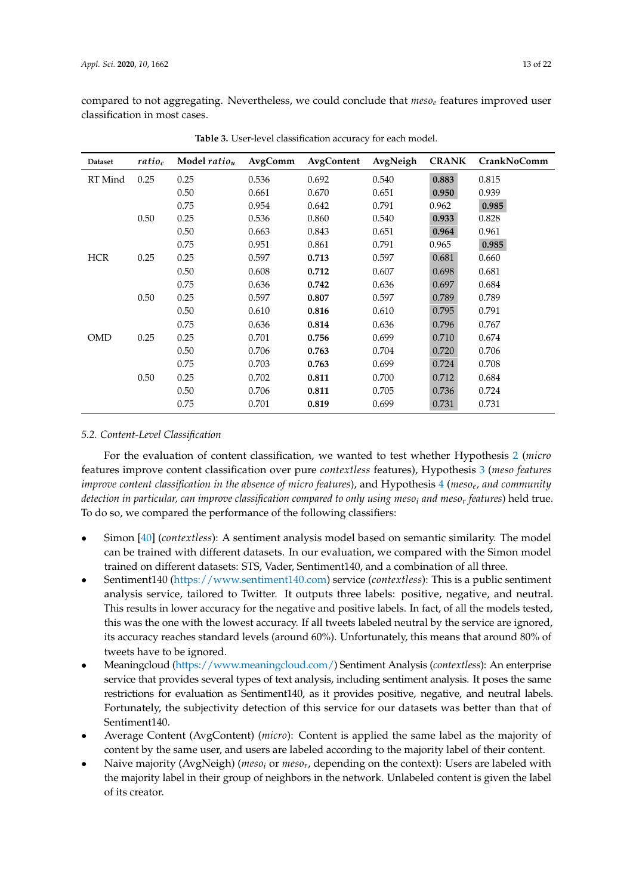compared to not aggregating. Nevertheless, we could conclude that $meso_e$ features improved user classification in most cases.

**Table 3.** User-level classification accuracy for each model.

| Dataset | $ratio_c$ | Model $ratio_u$ | AvgComm | AvgContent | AvgNeigh | CRANK | CrankNoComm |
|---|---|---|---|---|---|---|---|
| RT Mind | 0.25 | 0.25 | 0.536 | 0.692 | 0.540 | **0.883** | 0.815 |
| | | 0.50 | 0.661 | 0.670 | 0.651 | **0.950** | 0.939 |
| | | 0.75 | 0.954 | 0.642 | 0.791 | 0.962 | **0.985** |
| | 0.50 | 0.25 | 0.536 | 0.860 | 0.540 | **0.933** | 0.828 |
| | | 0.50 | 0.663 | 0.843 | 0.651 | **0.964** | 0.961 |
| | | 0.75 | 0.951 | 0.861 | 0.791 | 0.965 | **0.985** |
| HCR | 0.25 | 0.25 | 0.597 | **0.713** | 0.597 | 0.681 | 0.660 |
| | | 0.50 | 0.608 | **0.712** | 0.607 | 0.698 | 0.681 |
| | | 0.75 | 0.636 | **0.742** | 0.636 | 0.697 | 0.684 |
| | 0.50 | 0.25 | 0.597 | **0.807** | 0.597 | 0.789 | 0.789 |
| | | 0.50 | 0.610 | **0.816** | 0.610 | 0.795 | 0.791 |
| | | 0.75 | 0.636 | **0.814** | 0.636 | 0.796 | 0.767 |
| OMD | 0.25 | 0.25 | 0.701 | **0.756** | 0.699 | 0.710 | 0.674 |
| | | 0.50 | 0.706 | **0.763** | 0.704 | 0.720 | 0.706 |
| | | 0.75 | 0.703 | **0.763** | 0.699 | 0.724 | 0.708 |
| | 0.50 | 0.25 | 0.702 | **0.811** | 0.700 | 0.712 | 0.684 |
| | | 0.50 | 0.706 | **0.811** | 0.705 | 0.736 | 0.724 |
| | | 0.75 | 0.701 | **0.819** | 0.699 | 0.731 | 0.731 |

### 5.2. Content-Level Classification

For the evaluation of content classification, we wanted to test whether Hypothesis 2 (*micro* features improve content classification over pure *contextless* features), Hypothesis 3 (*meso features improve content classification in the absence of micro features*), and Hypothesis 4 (*$meso_e$, and community detection in particular, can improve classification compared to only using $meso_i$ and $meso_r$ features*) held true. To do so, we compared the performance of the following classifiers:

- Simon [40] (*contextless*): A sentiment analysis model based on semantic similarity. The model can be trained with different datasets. In our evaluation, we compared with the Simon model trained on different datasets: STS, Vader, Sentiment140, and a combination of all three.
- Sentiment140 (https://www.sentiment140.com) service (*contextless*): This is a public sentiment analysis service, tailored to Twitter. It outputs three labels: positive, negative, and neutral. This results in lower accuracy for the negative and positive labels. In fact, of all the models tested, this was the one with the lowest accuracy. If all tweets labeled neutral by the service are ignored, its accuracy reaches standard levels (around 60%). Unfortunately, this means that around 80% of tweets have to be ignored.
- Meaningcloud (https://www.meaningcloud.com/) Sentiment Analysis (*contextless*): An enterprise service that provides several types of text analysis, including sentiment analysis. It poses the same restrictions for evaluation as Sentiment140, as it provides positive, negative, and neutral labels. Fortunately, the subjectivity detection of this service for our datasets was better than that of Sentiment140.
- Average Content (AvgContent) (*micro*): Content is applied the same label as the majority of content by the same user, and users are labeled according to the majority label of their content.
- Naive majority (AvgNeigh) (*$meso_i$* or *$meso_r$*, depending on the context): Users are labeled with the majority label in their group of neighbors in the network. Unlabeled content is given the label of its creator.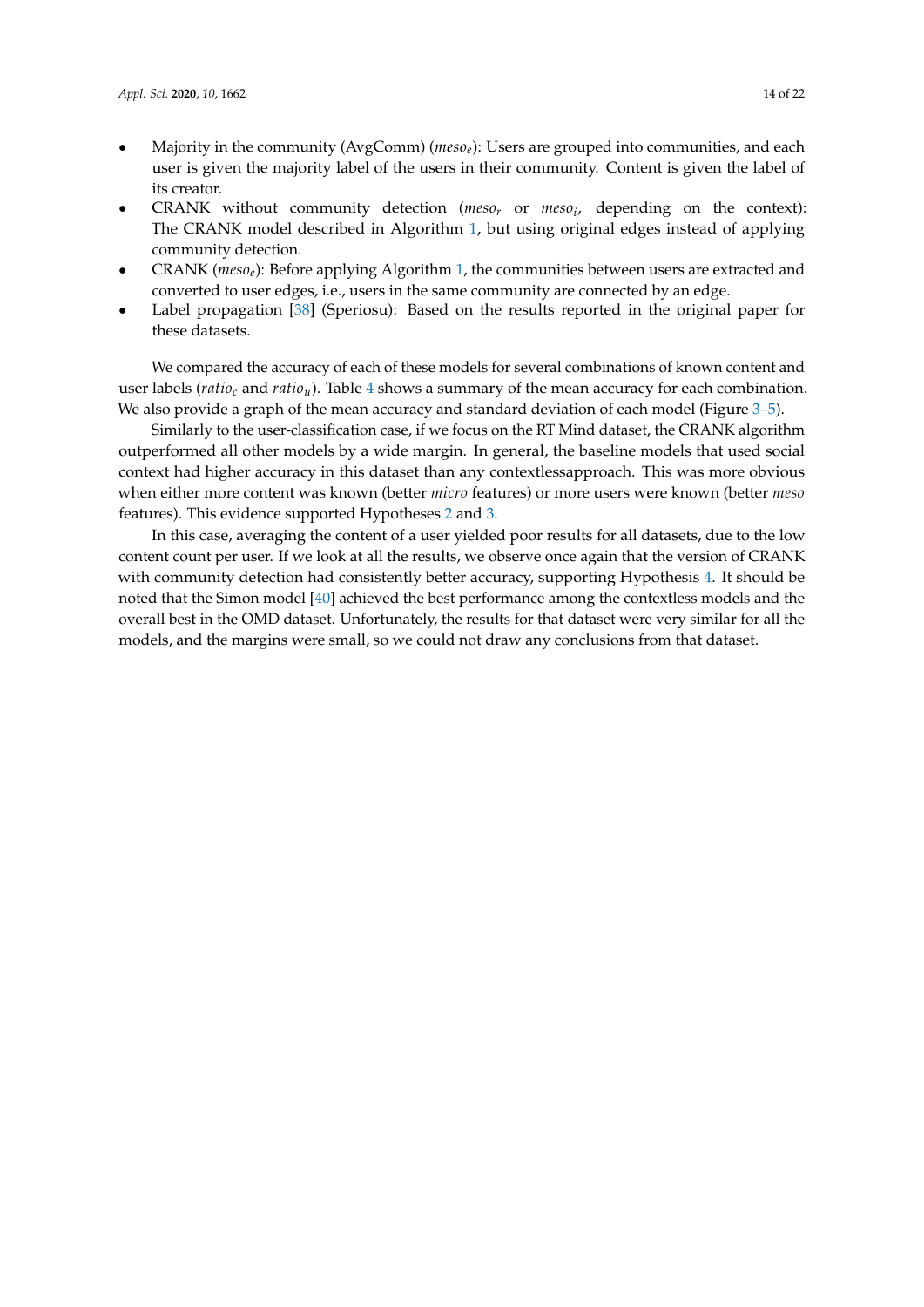- Majority in the community (AvgComm) ($meso_e$): Users are grouped into communities, and each user is given the majority label of the users in their community. Content is given the label of its creator.
- CRANK without community detection ($meso_r$ or $meso_i$, depending on the context): The CRANK model described in Algorithm 1, but using original edges instead of applying community detection.
- CRANK ($meso_e$): Before applying Algorithm 1, the communities between users are extracted and converted to user edges, i.e., users in the same community are connected by an edge.
- Label propagation [38] (Speriosu): Based on the results reported in the original paper for these datasets.

We compared the accuracy of each of these models for several combinations of known content and user labels ($ratio_c$ and $ratio_u$). Table 4 shows a summary of the mean accuracy for each combination. We also provide a graph of the mean accuracy and standard deviation of each model (Figure 3–5).

Similarly to the user-classification case, if we focus on the RT Mind dataset, the CRANK algorithm outperformed all other models by a wide margin. In general, the baseline models that used social context had higher accuracy in this dataset than any contextlessapproach. This was more obvious when either more content was known (better *micro* features) or more users were known (better *meso* features). This evidence supported Hypotheses 2 and 3.

In this case, averaging the content of a user yielded poor results for all datasets, due to the low content count per user. If we look at all the results, we observe once again that the version of CRANK with community detection had consistently better accuracy, supporting Hypothesis 4. It should be noted that the Simon model [40] achieved the best performance among the contextless models and the overall best in the OMD dataset. Unfortunately, the results for that dataset were very similar for all the models, and the margins were small, so we could not draw any conclusions from that dataset.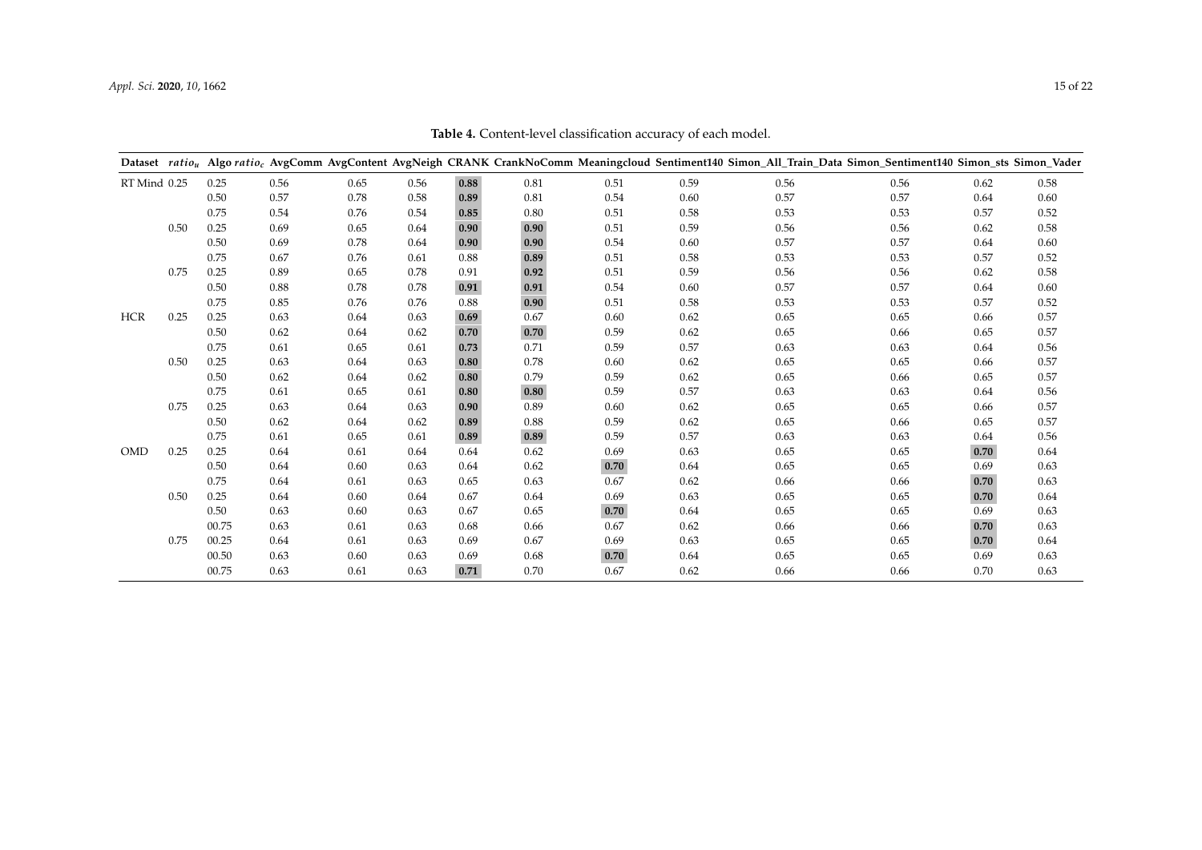**Table 4.** Content-level classification accuracy of each model.

| Dataset | $ratio_u$ | Algo $ratio_c$ | AvgComm | AvgContent | AvgNeigh | CRANK | CrankNoComm | Meaningcloud | Sentiment140 | Simon_All_Train_Data | Simon_Sentiment140 | Simon_sts | Simon_Vader |
|---|---|---|---|---|---|---|---|---|---|---|---|---|---|
| RT Mind | 0.25 | 0.25 | 0.56 | 0.65 | 0.56 | **0.88** | 0.81 | 0.51 | 0.59 | 0.56 | 0.56 | 0.62 | 0.58 |
| | | 0.50 | 0.57 | 0.78 | 0.58 | **0.89** | 0.81 | 0.54 | 0.60 | 0.57 | 0.57 | 0.64 | 0.60 |
| | | 0.75 | 0.54 | 0.76 | 0.54 | **0.85** | 0.80 | 0.51 | 0.58 | 0.53 | 0.53 | 0.57 | 0.52 |
| | 0.50 | 0.25 | 0.69 | 0.65 | 0.64 | **0.90** | **0.90** | 0.51 | 0.59 | 0.56 | 0.56 | 0.62 | 0.58 |
| | | 0.50 | 0.69 | 0.78 | 0.64 | **0.90** | **0.90** | 0.54 | 0.60 | 0.57 | 0.57 | 0.64 | 0.60 |
| | | 0.75 | 0.67 | 0.76 | 0.61 | 0.88 | **0.89** | 0.51 | 0.58 | 0.53 | 0.53 | 0.57 | 0.52 |
| | 0.75 | 0.25 | 0.89 | 0.65 | 0.78 | 0.91 | **0.92** | 0.51 | 0.59 | 0.56 | 0.56 | 0.62 | 0.58 |
| | | 0.50 | 0.88 | 0.78 | 0.78 | **0.91** | **0.91** | 0.54 | 0.60 | 0.57 | 0.57 | 0.64 | 0.60 |
| | | 0.75 | 0.85 | 0.76 | 0.76 | 0.88 | **0.90** | 0.51 | 0.58 | 0.53 | 0.53 | 0.57 | 0.52 |
| HCR | 0.25 | 0.25 | 0.63 | 0.64 | 0.63 | **0.69** | 0.67 | 0.60 | 0.62 | 0.65 | 0.65 | 0.66 | 0.57 |
| | | 0.50 | 0.62 | 0.64 | 0.62 | **0.70** | **0.70** | 0.59 | 0.62 | 0.65 | 0.66 | 0.65 | 0.57 |
| | | 0.75 | 0.61 | 0.65 | 0.61 | **0.73** | 0.71 | 0.59 | 0.57 | 0.63 | 0.63 | 0.64 | 0.56 |
| | 0.50 | 0.25 | 0.63 | 0.64 | 0.63 | **0.80** | 0.78 | 0.60 | 0.62 | 0.65 | 0.65 | 0.66 | 0.57 |
| | | 0.50 | 0.62 | 0.64 | 0.62 | **0.80** | 0.79 | 0.59 | 0.62 | 0.65 | 0.66 | 0.65 | 0.57 |
| | | 0.75 | 0.61 | 0.65 | 0.61 | **0.80** | **0.80** | 0.59 | 0.57 | 0.63 | 0.63 | 0.64 | 0.56 |
| | 0.75 | 0.25 | 0.63 | 0.64 | 0.63 | **0.90** | 0.89 | 0.60 | 0.62 | 0.65 | 0.65 | 0.66 | 0.57 |
| | | 0.50 | 0.62 | 0.64 | 0.62 | **0.89** | 0.88 | 0.59 | 0.62 | 0.65 | 0.66 | 0.65 | 0.57 |
| | | 0.75 | 0.61 | 0.65 | 0.61 | **0.89** | **0.89** | 0.59 | 0.57 | 0.63 | 0.63 | 0.64 | 0.56 |
| OMD | 0.25 | 0.25 | 0.64 | 0.61 | 0.64 | 0.64 | 0.62 | 0.69 | 0.63 | 0.65 | 0.65 | **0.70** | 0.64 |
| | | 0.50 | 0.64 | 0.60 | 0.63 | 0.64 | 0.62 | **0.70** | 0.64 | 0.65 | 0.65 | 0.69 | 0.63 |
| | | 0.75 | 0.64 | 0.61 | 0.63 | 0.65 | 0.63 | 0.67 | 0.62 | 0.66 | 0.66 | **0.70** | 0.63 |
| | 0.50 | 0.25 | 0.64 | 0.60 | 0.64 | 0.67 | 0.64 | 0.69 | 0.63 | 0.65 | 0.65 | **0.70** | 0.64 |
| | | 0.50 | 0.63 | 0.60 | 0.63 | 0.67 | 0.65 | **0.70** | 0.64 | 0.65 | 0.65 | 0.69 | 0.63 |
| | | 00.75 | 0.63 | 0.61 | 0.63 | 0.68 | 0.66 | 0.67 | 0.62 | 0.66 | 0.66 | **0.70** | 0.63 |
| | 0.75 | 00.25 | 0.64 | 0.61 | 0.63 | 0.69 | 0.67 | 0.69 | 0.63 | 0.65 | 0.65 | **0.70** | 0.64 |
| | | 00.50 | 0.63 | 0.60 | 0.63 | 0.69 | 0.68 | **0.70** | 0.64 | 0.65 | 0.65 | 0.69 | 0.63 |
| | | 00.75 | 0.63 | 0.61 | 0.63 | **0.71** | 0.70 | 0.67 | 0.62 | 0.66 | 0.66 | 0.70 | 0.63 |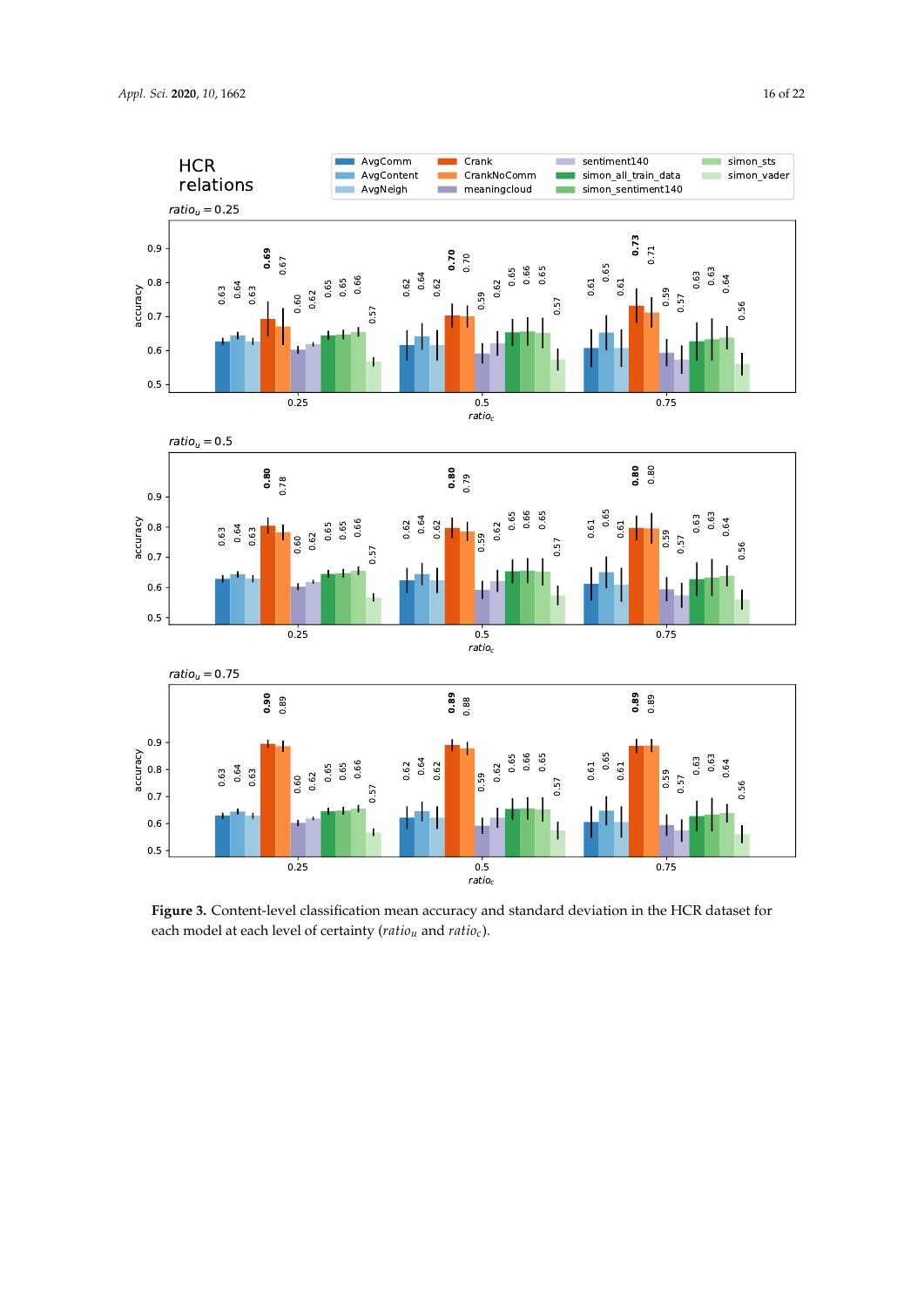**Figure 3.** Content-level classification mean accuracy and standard deviation in the HCR dataset for each model at each level of certainty ($ratio_u$ and $ratio_c$).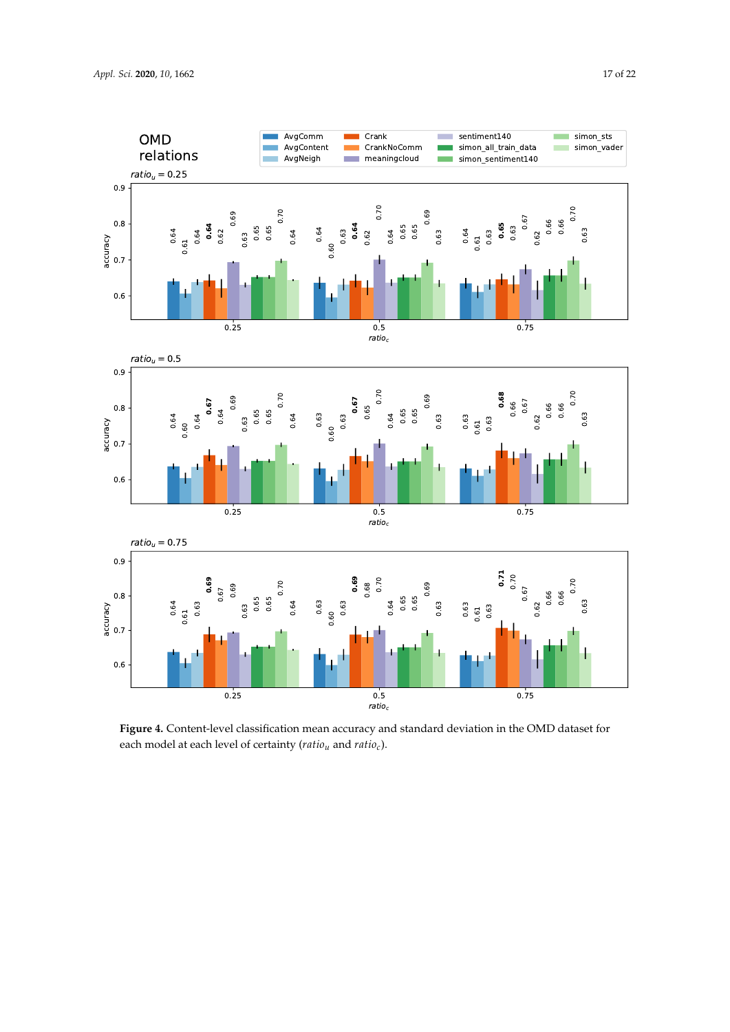**Figure 4.** Content-level classification mean accuracy and standard deviation in the OMD dataset for each model at each level of certainty ($ratio_u$ and $ratio_c$).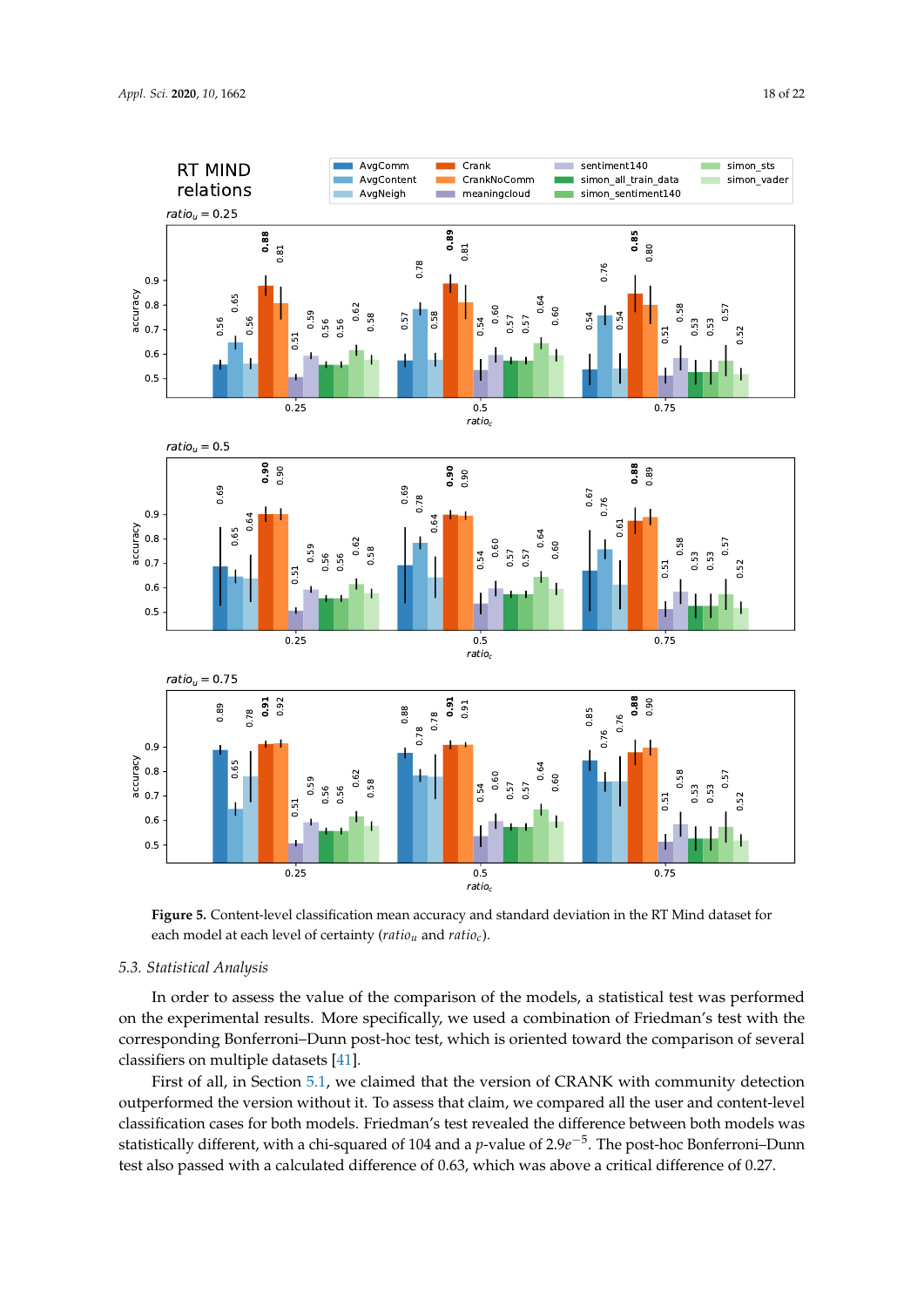**Figure 5.** Content-level classification mean accuracy and standard deviation in the RT Mind dataset for each model at each level of certainty ($ratio_u$ and $ratio_c$).

### 5.3. Statistical Analysis

In order to assess the value of the comparison of the models, a statistical test was performed on the experimental results. More specifically, we used a combination of Friedman's test with the corresponding Bonferroni–Dunn post-hoc test, which is oriented toward the comparison of several classifiers on multiple datasets [41].

First of all, in Section 5.1, we claimed that the version of CRANK with community detection outperformed the version without it. To assess that claim, we compared all the user and content-level classification cases for both models. Friedman's test revealed the difference between both models was statistically different, with a chi-squared of 104 and a $p$-value of $2.9e^{-5}$. The post-hoc Bonferroni–Dunn test also passed with a calculated difference of 0.63, which was above a critical difference of 0.27.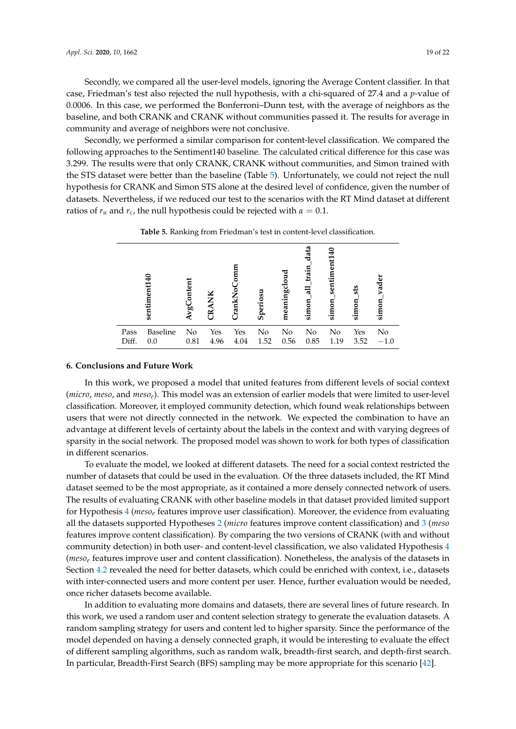Secondly, we compared all the user-level models, ignoring the Average Content classifier. In that case, Friedman's test also rejected the null hypothesis, with a chi-squared of 27.4 and a $p$-value of 0.0006. In this case, we performed the Bonferroni–Dunn test, with the average of neighbors as the baseline, and both CRANK and CRANK without communities passed it. The results for average in community and average of neighbors were not conclusive.

Secondly, we performed a similar comparison for content-level classification. We compared the following approaches to the Sentiment140 baseline. The calculated critical difference for this case was 3.299. The results were that only CRANK, CRANK without communities, and Simon trained with the STS dataset were better than the baseline (Table 5). Unfortunately, we could not reject the null hypothesis for CRANK and Simon STS alone at the desired level of confidence, given the number of datasets. Nevertheless, if we reduced our test to the scenarios with the RT Mind dataset at different ratios of $r_u$ and $r_c$, the null hypothesis could be rejected with $\alpha = 0.1$.

**Table 5.** Ranking from Friedman's test in content-level classification.

| | **sentiment140** | **AvgContent** | **CRANK** | **CrankNoComm** | **Speriosu** | **meaningcloud** | **simon_all_train_data** | **simon_sentiment140** | **simon_sts** | **simon_vader** |
|---|---|---|---|---|---|---|---|---|---|---|
| Pass | Baseline | No | Yes | Yes | No | No | No | No | Yes | No |
| Diff. | 0.0 | 0.81 | 4.96 | 4.04 | 1.52 | 0.56 | 0.85 | 1.19 | 3.52 | −1.0 |

## 6. Conclusions and Future Work

In this work, we proposed a model that united features from different levels of social context (*micro*, *meso*, and $meso_e$). This model was an extension of earlier models that were limited to user-level classification. Moreover, it employed community detection, which found weak relationships between users that were not directly connected in the network. We expected the combination to have an advantage at different levels of certainty about the labels in the context and with varying degrees of sparsity in the social network. The proposed model was shown to work for both types of classification in different scenarios.

To evaluate the model, we looked at different datasets. The need for a social context restricted the number of datasets that could be used in the evaluation. Of the three datasets included, the RT Mind dataset seemed to be the most appropriate, as it contained a more densely connected network of users. The results of evaluating CRANK with other baseline models in that dataset provided limited support for Hypothesis 4 ($meso_e$ features improve user classification). Moreover, the evidence from evaluating all the datasets supported Hypotheses 2 (*micro* features improve content classification) and 3 (*meso* features improve content classification). By comparing the two versions of CRANK (with and without community detection) in both user- and content-level classification, we also validated Hypothesis 4 ($meso_e$ features improve user and content classification). Nonetheless, the analysis of the datasets in Section 4.2 revealed the need for better datasets, which could be enriched with context, i.e., datasets with inter-connected users and more content per user. Hence, further evaluation would be needed, once richer datasets become available.

In addition to evaluating more domains and datasets, there are several lines of future research. In this work, we used a random user and content selection strategy to generate the evaluation datasets. A random sampling strategy for users and content led to higher sparsity. Since the performance of the model depended on having a densely connected graph, it would be interesting to evaluate the effect of different sampling algorithms, such as random walk, breadth-first search, and depth-first search. In particular, Breadth-First Search (BFS) sampling may be more appropriate for this scenario [42].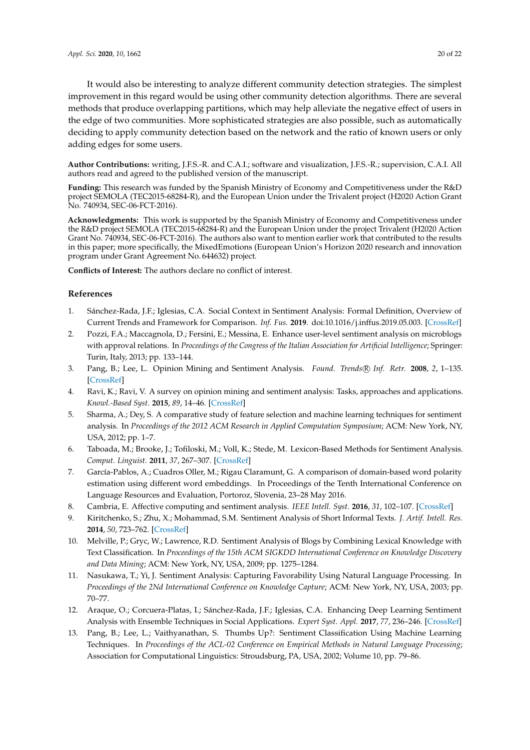It would also be interesting to analyze different community detection strategies. The simplest improvement in this regard would be using other community detection algorithms. There are several methods that produce overlapping partitions, which may help alleviate the negative effect of users in the edge of two communities. More sophisticated strategies are also possible, such as automatically deciding to apply community detection based on the network and the ratio of known users or only adding edges for some users.

**Author Contributions:** writing, J.F.S.-R. and C.A.I.; software and visualization, J.F.S.-R.; supervision, C.A.I. All authors read and agreed to the published version of the manuscript.

**Funding:** This research was funded by the Spanish Ministry of Economy and Competitiveness under the R&D project SEMOLA (TEC2015-68284-R), and the European Union under the Trivalent project (H2020 Action Grant No. 740934, SEC-06-FCT-2016).

**Acknowledgments:** This work is supported by the Spanish Ministry of Economy and Competitiveness under the R&D project SEMOLA (TEC2015-68284-R) and the European Union under the project Trivalent (H2020 Action Grant No. 740934, SEC-06-FCT-2016). The authors also want to mention earlier work that contributed to the results in this paper; more specifically, the MixedEmotions (European Union's Horizon 2020 research and innovation program under Grant Agreement No. 644632) project.

**Conflicts of Interest:** The authors declare no conflict of interest.

## References

1. Sánchez-Rada, J.F.; Iglesias, C.A. Social Context in Sentiment Analysis: Formal Definition, Overview of Current Trends and Framework for Comparison. *Inf. Fus.* **2019**. doi:10.1016/j.inffus.2019.05.003. [CrossRef]
2. Pozzi, F.A.; Maccagnola, D.; Fersini, E.; Messina, E. Enhance user-level sentiment analysis on microblogs with approval relations. In *Proceedings of the Congress of the Italian Association for Artificial Intelligence*; Springer: Turin, Italy, 2013; pp. 133–144.
3. Pang, B.; Lee, L. Opinion Mining and Sentiment Analysis. *Found. Trends® Inf. Retr.* **2008**, *2*, 1–135. [CrossRef]
4. Ravi, K.; Ravi, V. A survey on opinion mining and sentiment analysis: Tasks, approaches and applications. *Knowl.-Based Syst.* **2015**, *89*, 14–46. [CrossRef]
5. Sharma, A.; Dey, S. A comparative study of feature selection and machine learning techniques for sentiment analysis. In *Proceedings of the 2012 ACM Research in Applied Computation Symposium*; ACM: New York, NY, USA, 2012; pp. 1–7.
6. Taboada, M.; Brooke, J.; Tofiloski, M.; Voll, K.; Stede, M. Lexicon-Based Methods for Sentiment Analysis. *Comput. Linguist.* **2011**, *37*, 267–307. [CrossRef]
7. García-Pablos, A.; Cuadros Oller, M.; Rigau Claramunt, G. A comparison of domain-based word polarity estimation using different word embeddings. In Proceedings of the Tenth International Conference on Language Resources and Evaluation, Portoroz, Slovenia, 23–28 May 2016.
8. Cambria, E. Affective computing and sentiment analysis. *IEEE Intell. Syst.* **2016**, *31*, 102–107. [CrossRef]
9. Kiritchenko, S.; Zhu, X.; Mohammad, S.M. Sentiment Analysis of Short Informal Texts. *J. Artif. Intell. Res.* **2014**, *50*, 723–762. [CrossRef]
10. Melville, P.; Gryc, W.; Lawrence, R.D. Sentiment Analysis of Blogs by Combining Lexical Knowledge with Text Classification. In *Proceedings of the 15th ACM SIGKDD International Conference on Knowledge Discovery and Data Mining*; ACM: New York, NY, USA, 2009; pp. 1275–1284.
11. Nasukawa, T.; Yi, J. Sentiment Analysis: Capturing Favorability Using Natural Language Processing. In *Proceedings of the 2Nd International Conference on Knowledge Capture*; ACM: New York, NY, USA, 2003; pp. 70–77.
12. Araque, O.; Corcuera-Platas, I.; Sánchez-Rada, J.F.; Iglesias, C.A. Enhancing Deep Learning Sentiment Analysis with Ensemble Techniques in Social Applications. *Expert Syst. Appl.* **2017**, *77*, 236–246. [CrossRef]
13. Pang, B.; Lee, L.; Vaithyanathan, S. Thumbs Up?: Sentiment Classification Using Machine Learning Techniques. In *Proceedings of the ACL-02 Conference on Empirical Methods in Natural Language Processing*; Association for Computational Linguistics: Stroudsburg, PA, USA, 2002; Volume 10, pp. 79–86.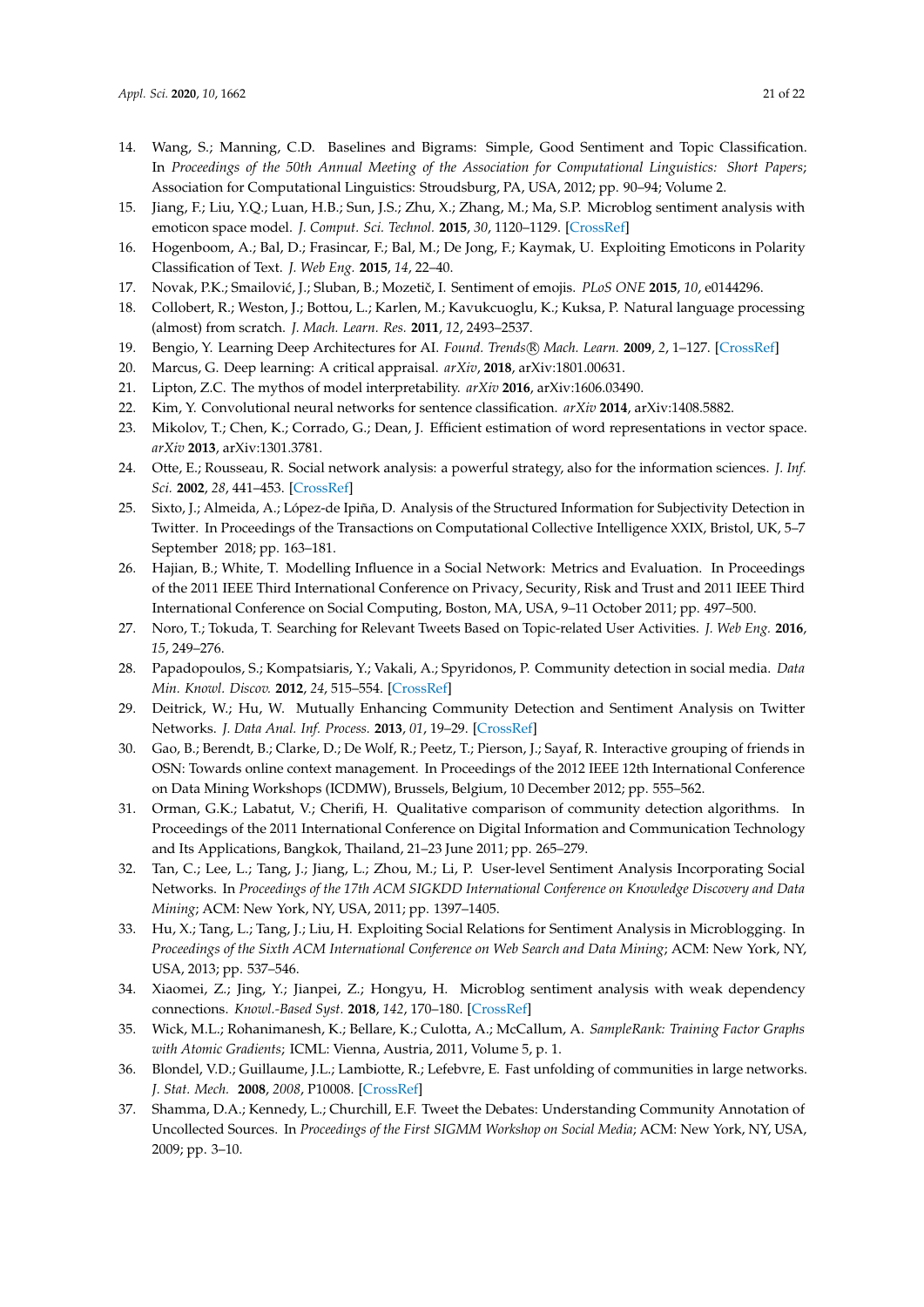14. Wang, S.; Manning, C.D. Baselines and Bigrams: Simple, Good Sentiment and Topic Classification. In *Proceedings of the 50th Annual Meeting of the Association for Computational Linguistics: Short Papers*; Association for Computational Linguistics: Stroudsburg, PA, USA, 2012; pp. 90–94; Volume 2.
15. Jiang, F.; Liu, Y.Q.; Luan, H.B.; Sun, J.S.; Zhu, X.; Zhang, M.; Ma, S.P. Microblog sentiment analysis with emoticon space model. *J. Comput. Sci. Technol.* **2015**, *30*, 1120–1129. [CrossRef]
16. Hogenboom, A.; Bal, D.; Frasincar, F.; Bal, M.; De Jong, F.; Kaymak, U. Exploiting Emoticons in Polarity Classification of Text. *J. Web Eng.* **2015**, *14*, 22–40.
17. Novak, P.K.; Smailović, J.; Sluban, B.; Mozetič, I. Sentiment of emojis. *PLoS ONE* **2015**, *10*, e0144296.
18. Collobert, R.; Weston, J.; Bottou, L.; Karlen, M.; Kavukcuoglu, K.; Kuksa, P. Natural language processing (almost) from scratch. *J. Mach. Learn. Res.* **2011**, *12*, 2493–2537.
19. Bengio, Y. Learning Deep Architectures for AI. *Found. Trends® Mach. Learn.* **2009**, *2*, 1–127. [CrossRef]
20. Marcus, G. Deep learning: A critical appraisal. *arXiv*, **2018**, arXiv:1801.00631.
21. Lipton, Z.C. The mythos of model interpretability. *arXiv* **2016**, arXiv:1606.03490.
22. Kim, Y. Convolutional neural networks for sentence classification. *arXiv* **2014**, arXiv:1408.5882.
23. Mikolov, T.; Chen, K.; Corrado, G.; Dean, J. Efficient estimation of word representations in vector space. *arXiv* **2013**, arXiv:1301.3781.
24. Otte, E.; Rousseau, R. Social network analysis: a powerful strategy, also for the information sciences. *J. Inf. Sci.* **2002**, *28*, 441–453. [CrossRef]
25. Sixto, J.; Almeida, A.; López-de Ipiña, D. Analysis of the Structured Information for Subjectivity Detection in Twitter. In Proceedings of the Transactions on Computational Collective Intelligence XXIX, Bristol, UK, 5–7 September 2018; pp. 163–181.
26. Hajian, B.; White, T. Modelling Influence in a Social Network: Metrics and Evaluation. In Proceedings of the 2011 IEEE Third International Conference on Privacy, Security, Risk and Trust and 2011 IEEE Third International Conference on Social Computing, Boston, MA, USA, 9–11 October 2011; pp. 497–500.
27. Noro, T.; Tokuda, T. Searching for Relevant Tweets Based on Topic-related User Activities. *J. Web Eng.* **2016**, *15*, 249–276.
28. Papadopoulos, S.; Kompatsiaris, Y.; Vakali, A.; Spyridonos, P. Community detection in social media. *Data Min. Knowl. Discov.* **2012**, *24*, 515–554. [CrossRef]
29. Deitrick, W.; Hu, W. Mutually Enhancing Community Detection and Sentiment Analysis on Twitter Networks. *J. Data Anal. Inf. Process.* **2013**, *01*, 19–29. [CrossRef]
30. Gao, B.; Berendt, B.; Clarke, D.; De Wolf, R.; Peetz, T.; Pierson, J.; Sayaf, R. Interactive grouping of friends in OSN: Towards online context management. In Proceedings of the 2012 IEEE 12th International Conference on Data Mining Workshops (ICDMW), Brussels, Belgium, 10 December 2012; pp. 555–562.
31. Orman, G.K.; Labatut, V.; Cherifi, H. Qualitative comparison of community detection algorithms. In Proceedings of the 2011 International Conference on Digital Information and Communication Technology and Its Applications, Bangkok, Thailand, 21–23 June 2011; pp. 265–279.
32. Tan, C.; Lee, L.; Tang, J.; Jiang, L.; Zhou, M.; Li, P. User-level Sentiment Analysis Incorporating Social Networks. In *Proceedings of the 17th ACM SIGKDD International Conference on Knowledge Discovery and Data Mining*; ACM: New York, NY, USA, 2011; pp. 1397–1405.
33. Hu, X.; Tang, L.; Tang, J.; Liu, H. Exploiting Social Relations for Sentiment Analysis in Microblogging. In *Proceedings of the Sixth ACM International Conference on Web Search and Data Mining*; ACM: New York, NY, USA, 2013; pp. 537–546.
34. Xiaomei, Z.; Jing, Y.; Jianpei, Z.; Hongyu, H. Microblog sentiment analysis with weak dependency connections. *Knowl.-Based Syst.* **2018**, *142*, 170–180. [CrossRef]
35. Wick, M.L.; Rohanimanesh, K.; Bellare, K.; Culotta, A.; McCallum, A. *SampleRank: Training Factor Graphs with Atomic Gradients*; ICML: Vienna, Austria, 2011, Volume 5, p. 1.
36. Blondel, V.D.; Guillaume, J.L.; Lambiotte, R.; Lefebvre, E. Fast unfolding of communities in large networks. *J. Stat. Mech.* **2008**, *2008*, P10008. [CrossRef]
37. Shamma, D.A.; Kennedy, L.; Churchill, E.F. Tweet the Debates: Understanding Community Annotation of Uncollected Sources. In *Proceedings of the First SIGMM Workshop on Social Media*; ACM: New York, NY, USA, 2009; pp. 3–10.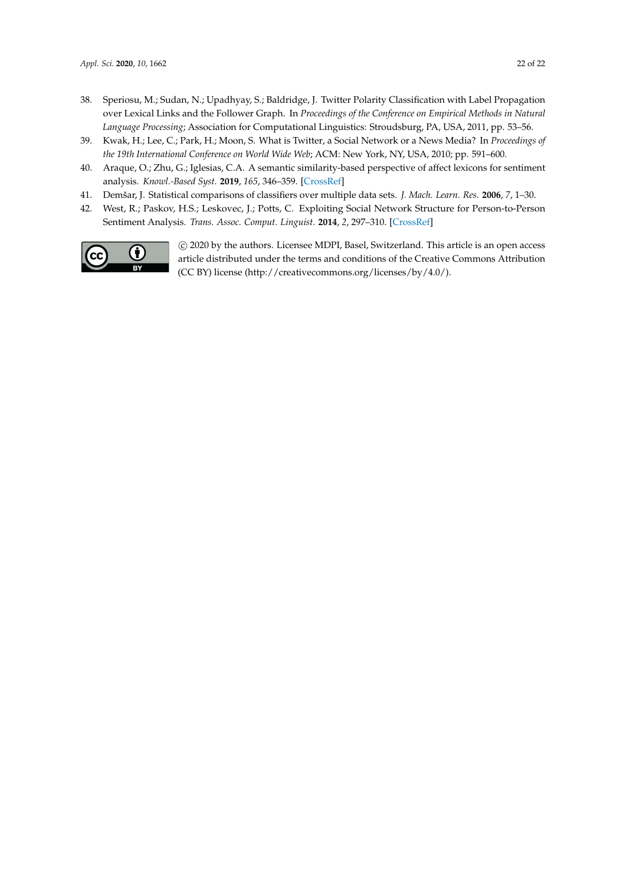38. Speriosu, M.; Sudan, N.; Upadhyay, S.; Baldridge, J. Twitter Polarity Classification with Label Propagation over Lexical Links and the Follower Graph. In *Proceedings of the Conference on Empirical Methods in Natural Language Processing*; Association for Computational Linguistics: Stroudsburg, PA, USA, 2011, pp. 53–56.
39. Kwak, H.; Lee, C.; Park, H.; Moon, S. What is Twitter, a Social Network or a News Media? In *Proceedings of the 19th International Conference on World Wide Web*; ACM: New York, NY, USA, 2010; pp. 591–600.
40. Araque, O.; Zhu, G.; Iglesias, C.A. A semantic similarity-based perspective of affect lexicons for sentiment analysis. *Knowl.-Based Syst.* **2019**, *165*, 346–359. [CrossRef]
41. Demšar, J. Statistical comparisons of classifiers over multiple data sets. *J. Mach. Learn. Res.* **2006**, *7*, 1–30.
42. West, R.; Paskov, H.S.; Leskovec, J.; Potts, C. Exploiting Social Network Structure for Person-to-Person Sentiment Analysis. *Trans. Assoc. Comput. Linguist.* **2014**, *2*, 297–310. [CrossRef]

© 2020 by the authors. Licensee MDPI, Basel, Switzerland. This article is an open access article distributed under the terms and conditions of the Creative Commons Attribution (CC BY) license (http://creativecommons.org/licenses/by/4.0/).